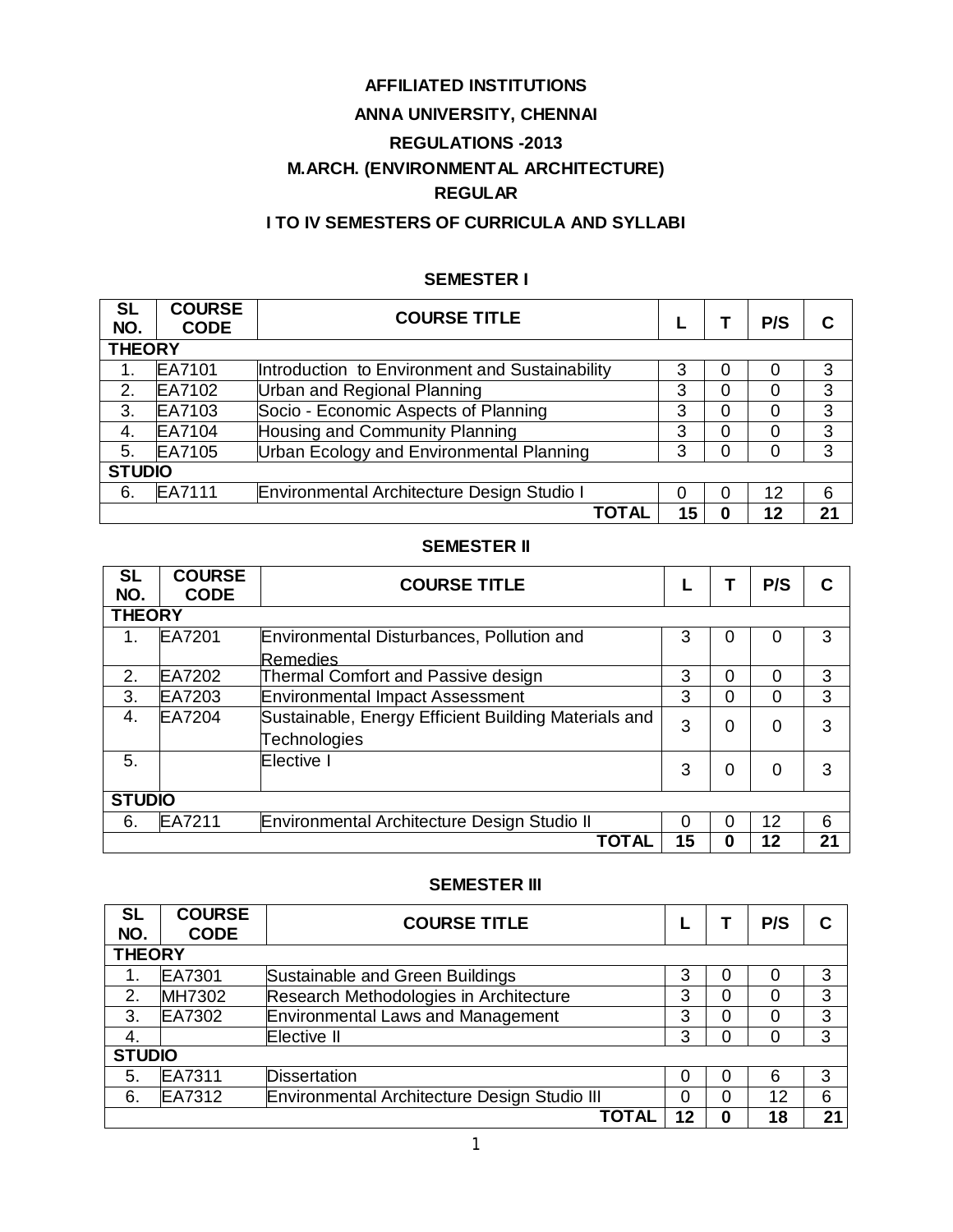**AFFILIATED INSTITUTIONS**

**ANNA UNIVERSITY, CHENNAI**

**REGULATIONS -2013**

**M.ARCH. (ENVIRONMENTAL ARCHITECTURE)**

**REGULAR**

**I TO IV SEMESTERS OF CURRICULA AND SYLLABI**

## SEMESTER I

| SL NO. | COURSE CODE | COURSE TITLE | L | T | P/S | C |
|---|---|---|---|---|---|---|
| **THEORY** | | | | | | |
| 1. | EA7101 | Introduction to Environment and Sustainability | 3 | 0 | 0 | 3 |
| 2. | EA7102 | Urban and Regional Planning | 3 | 0 | 0 | 3 |
| 3. | EA7103 | Socio - Economic Aspects of Planning | 3 | 0 | 0 | 3 |
| 4. | EA7104 | Housing and Community Planning | 3 | 0 | 0 | 3 |
| 5. | EA7105 | Urban Ecology and Environmental Planning | 3 | 0 | 0 | 3 |
| **STUDIO** | | | | | | |
| 6. | EA7111 | Environmental Architecture Design Studio I | 0 | 0 | 12 | 6 |
| | | **TOTAL** | **15** | **0** | **12** | **21** |

## SEMESTER II

| SL NO. | COURSE CODE | COURSE TITLE | L | T | P/S | C |
|---|---|---|---|---|---|---|
| **THEORY** | | | | | | |
| 1. | EA7201 | Environmental Disturbances, Pollution and Remedies | 3 | 0 | 0 | 3 |
| 2. | EA7202 | Thermal Comfort and Passive design | 3 | 0 | 0 | 3 |
| 3. | EA7203 | Environmental Impact Assessment | 3 | 0 | 0 | 3 |
| 4. | EA7204 | Sustainable, Energy Efficient Building Materials and Technologies | 3 | 0 | 0 | 3 |
| 5. | | Elective I | 3 | 0 | 0 | 3 |
| **STUDIO** | | | | | | |
| 6. | EA7211 | Environmental Architecture Design Studio II | 0 | 0 | 12 | 6 |
| | | **TOTAL** | **15** | **0** | **12** | **21** |

## SEMESTER III

| SL NO. | COURSE CODE | COURSE TITLE | L | T | P/S | C |
|---|---|---|---|---|---|---|
| **THEORY** | | | | | | |
| 1. | EA7301 | Sustainable and Green Buildings | 3 | 0 | 0 | 3 |
| 2. | MH7302 | Research Methodologies in Architecture | 3 | 0 | 0 | 3 |
| 3. | EA7302 | Environmental Laws and Management | 3 | 0 | 0 | 3 |
| 4. | | Elective II | 3 | 0 | 0 | 3 |
| **STUDIO** | | | | | | |
| 5. | EA7311 | Dissertation | 0 | 0 | 6 | 3 |
| 6. | EA7312 | Environmental Architecture Design Studio III | 0 | 0 | 12 | 6 |
| | | **TOTAL** | **12** | **0** | **18** | **21** |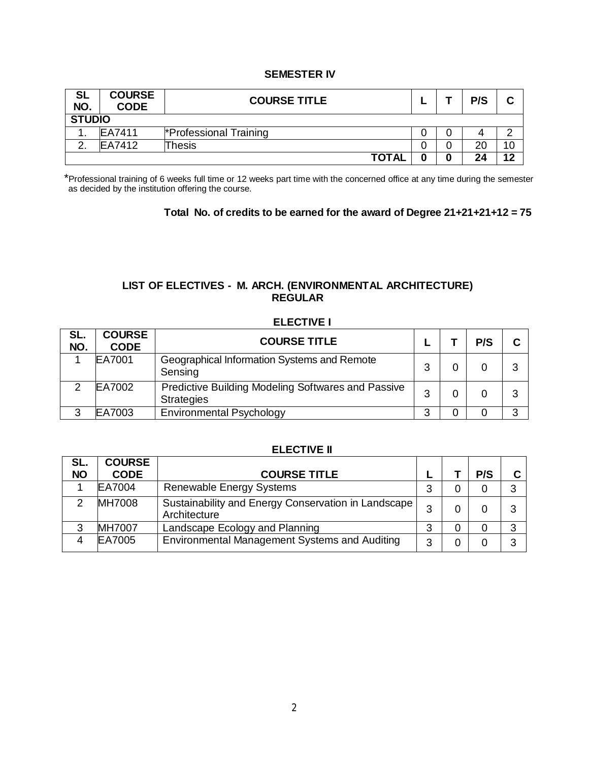## SEMESTER IV

| SL NO. | COURSE CODE | COURSE TITLE | L | T | P/S | C |
|---|---|---|---|---|---|---|
| **STUDIO** | | | | | | |
| 1. | EA7411 | *Professional Training | 0 | 0 | 4 | 2 |
| 2. | EA7412 | Thesis | 0 | 0 | 20 | 10 |
| | | **TOTAL** | **0** | **0** | **24** | **12** |

*Professional training of 6 weeks full time or 12 weeks part time with the concerned office at any time during the semester as decided by the institution offering the course.

**Total No. of credits to be earned for the award of Degree 21+21+21+12 = 75**

## LIST OF ELECTIVES - M. ARCH. (ENVIRONMENTAL ARCHITECTURE) REGULAR

### ELECTIVE I

| SL. NO. | COURSE CODE | COURSE TITLE | L | T | P/S | C |
|---|---|---|---|---|---|---|
| 1 | EA7001 | Geographical Information Systems and Remote Sensing | 3 | 0 | 0 | 3 |
| 2 | EA7002 | Predictive Building Modeling Softwares and Passive Strategies | 3 | 0 | 0 | 3 |
| 3 | EA7003 | Environmental Psychology | 3 | 0 | 0 | 3 |

### ELECTIVE II

| SL. NO | COURSE CODE | COURSE TITLE | L | T | P/S | C |
|---|---|---|---|---|---|---|
| 1 | EA7004 | Renewable Energy Systems | 3 | 0 | 0 | 3 |
| 2 | MH7008 | Sustainability and Energy Conservation in Landscape Architecture | 3 | 0 | 0 | 3 |
| 3 | MH7007 | Landscape Ecology and Planning | 3 | 0 | 0 | 3 |
| 4 | EA7005 | Environmental Management Systems and Auditing | 3 | 0 | 0 | 3 |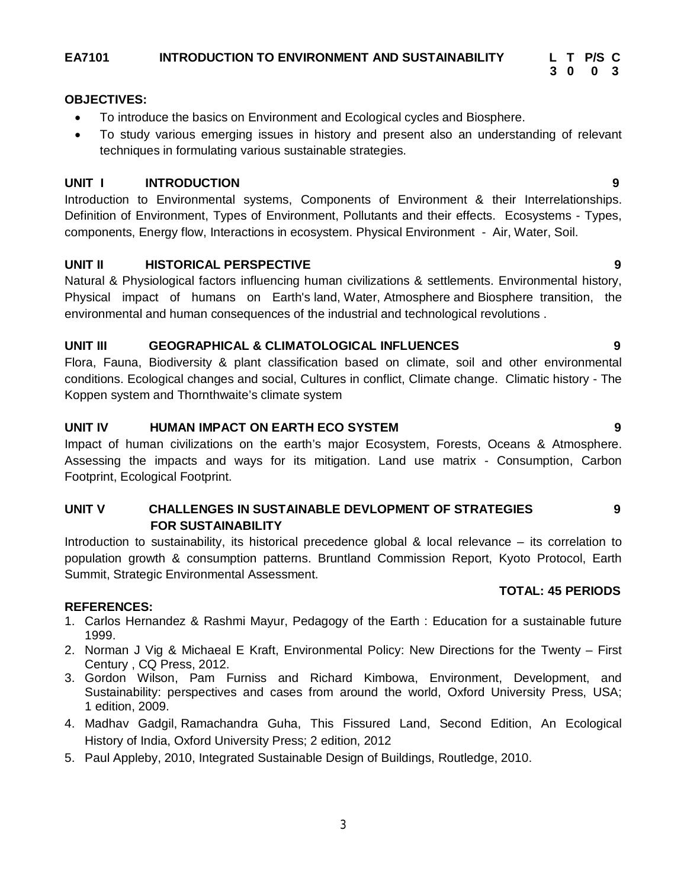**EA7101 INTRODUCTION TO ENVIRONMENT AND SUSTAINABILITY**

| L | T | P/S | C |
|---|---|---|---|
| 3 | 0 | 0 | 3 |

**OBJECTIVES:**

- To introduce the basics on Environment and Ecological cycles and Biosphere.
- To study various emerging issues in history and present also an understanding of relevant techniques in formulating various sustainable strategies.

**UNIT I INTRODUCTION 9**

Introduction to Environmental systems, Components of Environment & their Interrelationships. Definition of Environment, Types of Environment, Pollutants and their effects. Ecosystems - Types, components, Energy flow, Interactions in ecosystem. Physical Environment - Air, Water, Soil.

**UNIT II HISTORICAL PERSPECTIVE 9**

Natural & Physiological factors influencing human civilizations & settlements. Environmental history, Physical impact of humans on Earth's land, Water, Atmosphere and Biosphere transition, the environmental and human consequences of the industrial and technological revolutions .

**UNIT III GEOGRAPHICAL & CLIMATOLOGICAL INFLUENCES 9**

Flora, Fauna, Biodiversity & plant classification based on climate, soil and other environmental conditions. Ecological changes and social, Cultures in conflict, Climate change. Climatic history - The Koppen system and Thornthwaite's climate system

**UNIT IV HUMAN IMPACT ON EARTH ECO SYSTEM 9**

Impact of human civilizations on the earth's major Ecosystem, Forests, Oceans & Atmosphere. Assessing the impacts and ways for its mitigation. Land use matrix - Consumption, Carbon Footprint, Ecological Footprint.

**UNIT V CHALLENGES IN SUSTAINABLE DEVLOPMENT OF STRATEGIES FOR SUSTAINABILITY 9**

Introduction to sustainability, its historical precedence global & local relevance – its correlation to population growth & consumption patterns. Bruntland Commission Report, Kyoto Protocol, Earth Summit, Strategic Environmental Assessment.

**TOTAL: 45 PERIODS**

**REFERENCES:**

1. Carlos Hernandez & Rashmi Mayur, Pedagogy of the Earth : Education for a sustainable future 1999.
2. Norman J Vig & Michaeal E Kraft, Environmental Policy: New Directions for the Twenty – First Century , CQ Press, 2012.
3. Gordon Wilson, Pam Furniss and Richard Kimbowa, Environment, Development, and Sustainability: perspectives and cases from around the world, Oxford University Press, USA; 1 edition, 2009.
4. Madhav Gadgil, Ramachandra Guha, This Fissured Land, Second Edition, An Ecological History of India, Oxford University Press; 2 edition, 2012
5. Paul Appleby, 2010, Integrated Sustainable Design of Buildings, Routledge, 2010.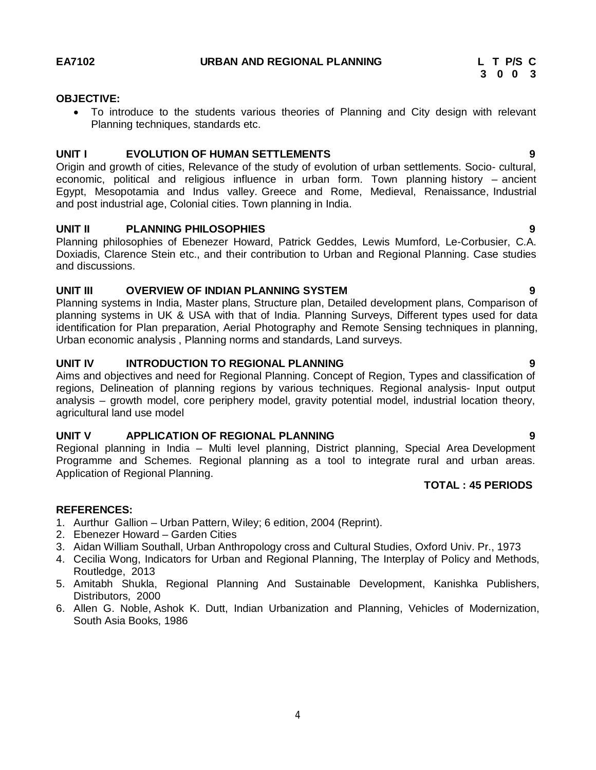**EA7102 URBAN AND REGIONAL PLANNING**

| L | T | P/S | C |
|---|---|---|---|
| 3 | 0 | 0 | 3 |

**OBJECTIVE:**

- To introduce to the students various theories of Planning and City design with relevant Planning techniques, standards etc.

**UNIT I EVOLUTION OF HUMAN SETTLEMENTS 9**

Origin and growth of cities, Relevance of the study of evolution of urban settlements. Socio- cultural, economic, political and religious influence in urban form. Town planning history – ancient Egypt, Mesopotamia and Indus valley. Greece and Rome, Medieval, Renaissance, Industrial and post industrial age, Colonial cities. Town planning in India.

**UNIT II PLANNING PHILOSOPHIES 9**

Planning philosophies of Ebenezer Howard, Patrick Geddes, Lewis Mumford, Le-Corbusier, C.A. Doxiadis, Clarence Stein etc., and their contribution to Urban and Regional Planning. Case studies and discussions.

**UNIT III OVERVIEW OF INDIAN PLANNING SYSTEM 9**

Planning systems in India, Master plans, Structure plan, Detailed development plans, Comparison of planning systems in UK & USA with that of India. Planning Surveys, Different types used for data identification for Plan preparation, Aerial Photography and Remote Sensing techniques in planning, Urban economic analysis , Planning norms and standards, Land surveys.

**UNIT IV INTRODUCTION TO REGIONAL PLANNING 9**

Aims and objectives and need for Regional Planning. Concept of Region, Types and classification of regions, Delineation of planning regions by various techniques. Regional analysis- Input output analysis – growth model, core periphery model, gravity potential model, industrial location theory, agricultural land use model

**UNIT V APPLICATION OF REGIONAL PLANNING 9**

Regional planning in India – Multi level planning, District planning, Special Area Development Programme and Schemes. Regional planning as a tool to integrate rural and urban areas. Application of Regional Planning.

**TOTAL : 45 PERIODS**

**REFERENCES:**

1. Aurthur Gallion – Urban Pattern, Wiley; 6 edition, 2004 (Reprint).
2. Ebenezer Howard – Garden Cities
3. Aidan William Southall, Urban Anthropology cross and Cultural Studies, Oxford Univ. Pr., 1973
4. Cecilia Wong, Indicators for Urban and Regional Planning, The Interplay of Policy and Methods, Routledge, 2013
5. Amitabh Shukla, Regional Planning And Sustainable Development, Kanishka Publishers, Distributors, 2000
6. Allen G. Noble, Ashok K. Dutt, Indian Urbanization and Planning, Vehicles of Modernization, South Asia Books, 1986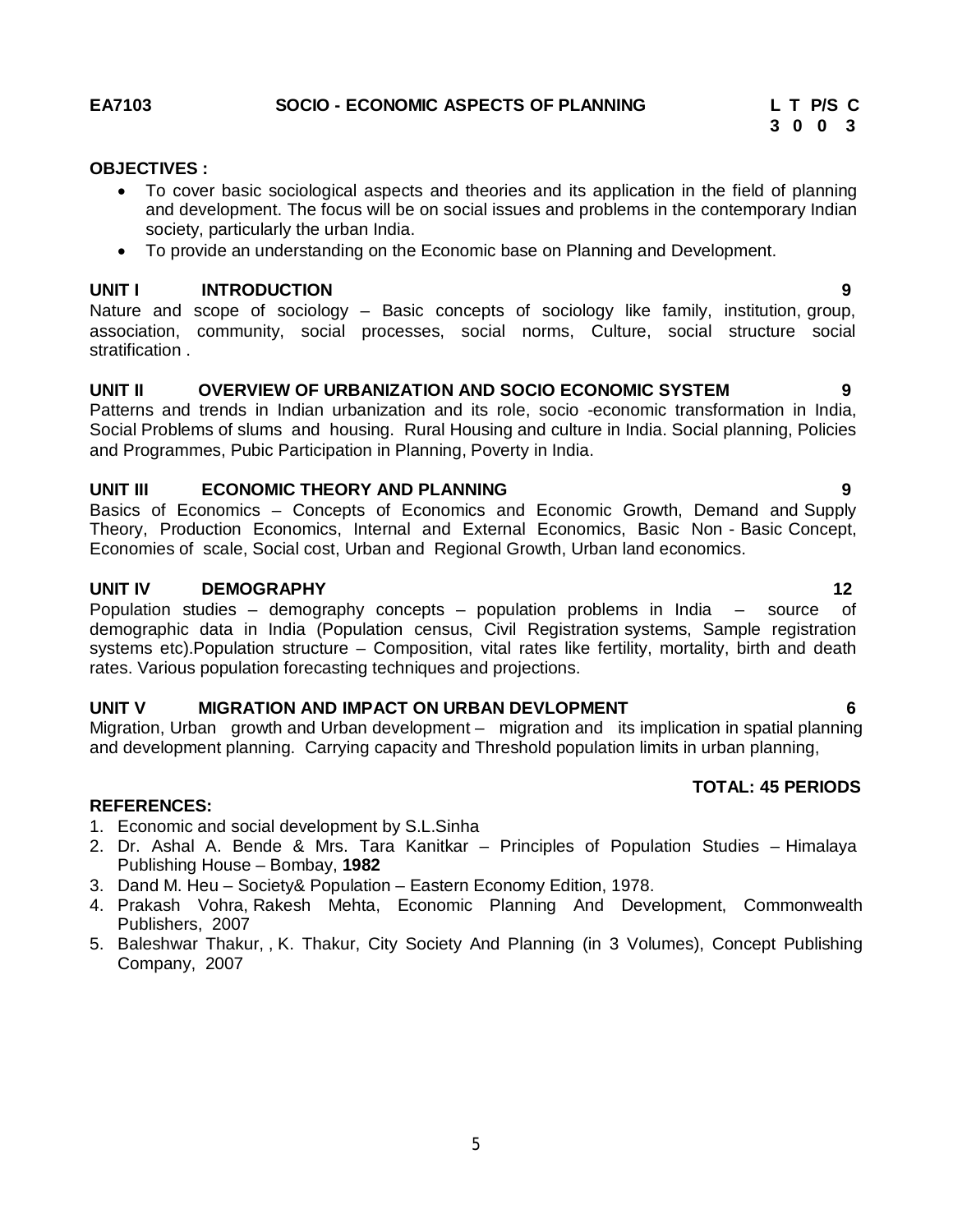**EA7103 SOCIO - ECONOMIC ASPECTS OF PLANNING**

| L | T | P/S | C |
|---|---|---|---|
| 3 | 0 | 0 | 3 |

**OBJECTIVES :**

- To cover basic sociological aspects and theories and its application in the field of planning and development. The focus will be on social issues and problems in the contemporary Indian society, particularly the urban India.
- To provide an understanding on the Economic base on Planning and Development.

**UNIT I INTRODUCTION 9**

Nature and scope of sociology – Basic concepts of sociology like family, institution, group, association, community, social processes, social norms, Culture, social structure social stratification .

**UNIT II OVERVIEW OF URBANIZATION AND SOCIO ECONOMIC SYSTEM 9**

Patterns and trends in Indian urbanization and its role, socio -economic transformation in India, Social Problems of slums and housing. Rural Housing and culture in India. Social planning, Policies and Programmes, Pubic Participation in Planning, Poverty in India.

**UNIT III ECONOMIC THEORY AND PLANNING 9**

Basics of Economics – Concepts of Economics and Economic Growth, Demand and Supply Theory, Production Economics, Internal and External Economics, Basic Non - Basic Concept, Economies of scale, Social cost, Urban and Regional Growth, Urban land economics.

**UNIT IV DEMOGRAPHY 12**

Population studies – demography concepts – population problems in India – source of demographic data in India (Population census, Civil Registration systems, Sample registration systems etc).Population structure – Composition, vital rates like fertility, mortality, birth and death rates. Various population forecasting techniques and projections.

**UNIT V MIGRATION AND IMPACT ON URBAN DEVLOPMENT 6**

Migration, Urban growth and Urban development – migration and its implication in spatial planning and development planning. Carrying capacity and Threshold population limits in urban planning,

**TOTAL: 45 PERIODS**

**REFERENCES:**

1. Economic and social development by S.L.Sinha
2. Dr. Ashal A. Bende & Mrs. Tara Kanitkar – Principles of Population Studies – Himalaya Publishing House – Bombay, **1982**
3. Dand M. Heu – Society& Population – Eastern Economy Edition, 1978.
4. Prakash Vohra, Rakesh Mehta, Economic Planning And Development, Commonwealth Publishers, 2007
5. Baleshwar Thakur, , K. Thakur, City Society And Planning (in 3 Volumes), Concept Publishing Company, 2007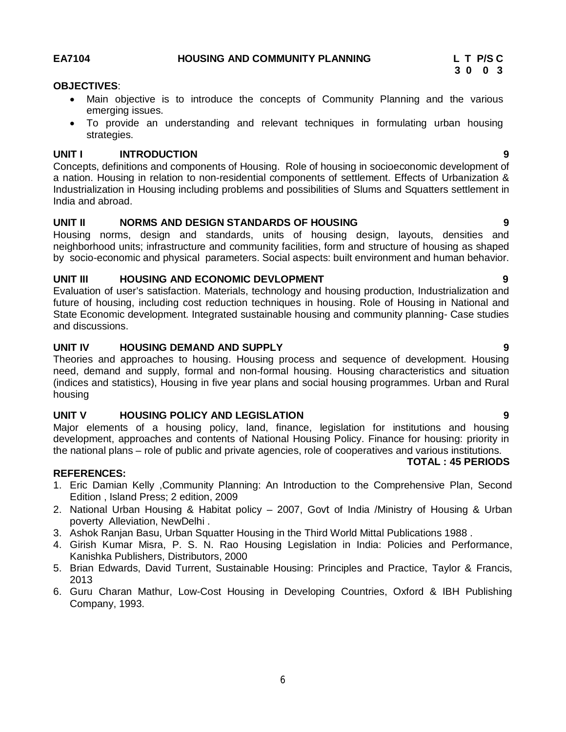## EA7104 HOUSING AND COMMUNITY PLANNING

| L | T | P/S | C |
|---|---|---|---|
| 3 | 0 | 0 | 3 |

**OBJECTIVES**:

- Main objective is to introduce the concepts of Community Planning and the various emerging issues.
- To provide an understanding and relevant techniques in formulating urban housing strategies.

### UNIT I INTRODUCTION 9

Concepts, definitions and components of Housing. Role of housing in socioeconomic development of a nation. Housing in relation to non-residential components of settlement. Effects of Urbanization & Industrialization in Housing including problems and possibilities of Slums and Squatters settlement in India and abroad.

### UNIT II NORMS AND DESIGN STANDARDS OF HOUSING 9

Housing norms, design and standards, units of housing design, layouts, densities and neighborhood units; infrastructure and community facilities, form and structure of housing as shaped by socio-economic and physical parameters. Social aspects: built environment and human behavior.

### UNIT III HOUSING AND ECONOMIC DEVLOPMENT 9

Evaluation of user's satisfaction. Materials, technology and housing production, Industrialization and future of housing, including cost reduction techniques in housing. Role of Housing in National and State Economic development. Integrated sustainable housing and community planning- Case studies and discussions.

### UNIT IV HOUSING DEMAND AND SUPPLY 9

Theories and approaches to housing. Housing process and sequence of development. Housing need, demand and supply, formal and non-formal housing. Housing characteristics and situation (indices and statistics), Housing in five year plans and social housing programmes. Urban and Rural housing

### UNIT V HOUSING POLICY AND LEGISLATION 9

Major elements of a housing policy, land, finance, legislation for institutions and housing development, approaches and contents of National Housing Policy. Finance for housing: priority in the national plans – role of public and private agencies, role of cooperatives and various institutions.

**TOTAL : 45 PERIODS**

**REFERENCES:**

1. Eric Damian Kelly ,Community Planning: An Introduction to the Comprehensive Plan, Second Edition , Island Press; 2 edition, 2009
2. National Urban Housing & Habitat policy – 2007, Govt of India /Ministry of Housing & Urban poverty Alleviation, NewDelhi .
3. Ashok Ranjan Basu, Urban Squatter Housing in the Third World Mittal Publications 1988 .
4. Girish Kumar Misra, P. S. N. Rao Housing Legislation in India: Policies and Performance, Kanishka Publishers, Distributors, 2000
5. Brian Edwards, David Turrent, Sustainable Housing: Principles and Practice, Taylor & Francis, 2013
6. Guru Charan Mathur, Low-Cost Housing in Developing Countries, Oxford & IBH Publishing Company, 1993.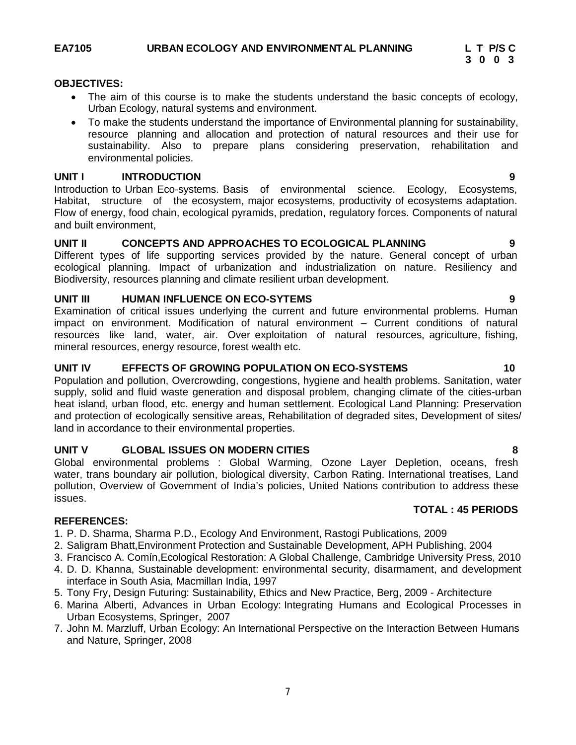**EA7105 URBAN ECOLOGY AND ENVIRONMENTAL PLANNING**

| L | T | P/S | C |
|---|---|---|---|
| 3 | 0 | 0 | 3 |

**OBJECTIVES:**

- The aim of this course is to make the students understand the basic concepts of ecology, Urban Ecology, natural systems and environment.
- To make the students understand the importance of Environmental planning for sustainability, resource planning and allocation and protection of natural resources and their use for sustainability. Also to prepare plans considering preservation, rehabilitation and environmental policies.

**UNIT I INTRODUCTION 9**

Introduction to Urban Eco-systems. Basis of environmental science. Ecology, Ecosystems, Habitat, structure of the ecosystem, major ecosystems, productivity of ecosystems adaptation. Flow of energy, food chain, ecological pyramids, predation, regulatory forces. Components of natural and built environment,

**UNIT II CONCEPTS AND APPROACHES TO ECOLOGICAL PLANNING 9**

Different types of life supporting services provided by the nature. General concept of urban ecological planning. Impact of urbanization and industrialization on nature. Resiliency and Biodiversity, resources planning and climate resilient urban development.

**UNIT III HUMAN INFLUENCE ON ECO-SYTEMS 9**

Examination of critical issues underlying the current and future environmental problems. Human impact on environment. Modification of natural environment – Current conditions of natural resources like land, water, air. Over exploitation of natural resources, agriculture, fishing, mineral resources, energy resource, forest wealth etc.

**UNIT IV EFFECTS OF GROWING POPULATION ON ECO-SYSTEMS 10**

Population and pollution, Overcrowding, congestions, hygiene and health problems. Sanitation, water supply, solid and fluid waste generation and disposal problem, changing climate of the cities-urban heat island, urban flood, etc. energy and human settlement. Ecological Land Planning: Preservation and protection of ecologically sensitive areas, Rehabilitation of degraded sites, Development of sites/ land in accordance to their environmental properties.

**UNIT V GLOBAL ISSUES ON MODERN CITIES 8**

Global environmental problems : Global Warming, Ozone Layer Depletion, oceans, fresh water, trans boundary air pollution, biological diversity, Carbon Rating. International treatises, Land pollution, Overview of Government of India's policies, United Nations contribution to address these issues.

**TOTAL : 45 PERIODS**

**REFERENCES:**

1. P. D. Sharma, Sharma P.D., Ecology And Environment, Rastogi Publications, 2009
2. Saligram Bhatt,Environment Protection and Sustainable Development, APH Publishing, 2004
3. Francisco A. Comín,Ecological Restoration: A Global Challenge, Cambridge University Press, 2010
4. D. D. Khanna, Sustainable development: environmental security, disarmament, and development interface in South Asia, Macmillan India, 1997
5. Tony Fry, Design Futuring: Sustainability, Ethics and New Practice, Berg, 2009 - Architecture
6. Marina Alberti, Advances in Urban Ecology: Integrating Humans and Ecological Processes in Urban Ecosystems, Springer, 2007
7. John M. Marzluff, Urban Ecology: An International Perspective on the Interaction Between Humans and Nature, Springer, 2008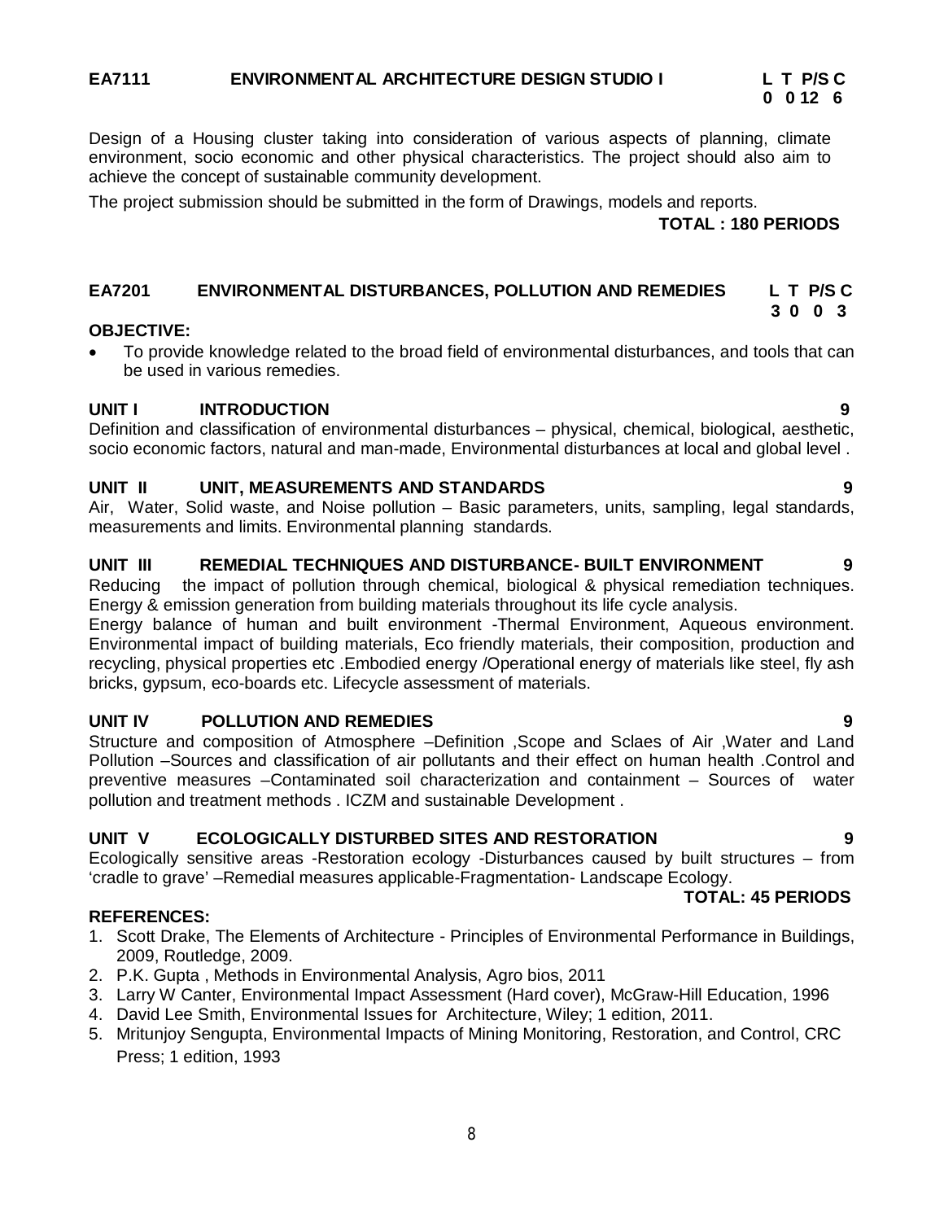## EA7111 ENVIRONMENTAL ARCHITECTURE DESIGN STUDIO I

| L | T | P/S | C |
|---|---|---|---|
| 0 | 0 | 12 | 6 |

Design of a Housing cluster taking into consideration of various aspects of planning, climate environment, socio economic and other physical characteristics. The project should also aim to achieve the concept of sustainable community development.

The project submission should be submitted in the form of Drawings, models and reports.

**TOTAL : 180 PERIODS**

## EA7201 ENVIRONMENTAL DISTURBANCES, POLLUTION AND REMEDIES

| L | T | P/S | C |
|---|---|---|---|
| 3 | 0 | 0 | 3 |

**OBJECTIVE:**

- To provide knowledge related to the broad field of environmental disturbances, and tools that can be used in various remedies.

### UNIT I INTRODUCTION 9

Definition and classification of environmental disturbances – physical, chemical, biological, aesthetic, socio economic factors, natural and man-made, Environmental disturbances at local and global level .

### UNIT II UNIT, MEASUREMENTS AND STANDARDS 9

Air, Water, Solid waste, and Noise pollution – Basic parameters, units, sampling, legal standards, measurements and limits. Environmental planning standards.

### UNIT III REMEDIAL TECHNIQUES AND DISTURBANCE- BUILT ENVIRONMENT 9

Reducing the impact of pollution through chemical, biological & physical remediation techniques. Energy & emission generation from building materials throughout its life cycle analysis.

Energy balance of human and built environment -Thermal Environment, Aqueous environment. Environmental impact of building materials, Eco friendly materials, their composition, production and recycling, physical properties etc .Embodied energy /Operational energy of materials like steel, fly ash bricks, gypsum, eco-boards etc. Lifecycle assessment of materials.

### UNIT IV POLLUTION AND REMEDIES 9

Structure and composition of Atmosphere –Definition ,Scope and Sclaes of Air ,Water and Land Pollution –Sources and classification of air pollutants and their effect on human health .Control and preventive measures –Contaminated soil characterization and containment – Sources of water pollution and treatment methods . ICZM and sustainable Development .

### UNIT V ECOLOGICALLY DISTURBED SITES AND RESTORATION 9

Ecologically sensitive areas -Restoration ecology -Disturbances caused by built structures – from 'cradle to grave' –Remedial measures applicable-Fragmentation- Landscape Ecology.

**TOTAL: 45 PERIODS**

**REFERENCES:**

1. Scott Drake, The Elements of Architecture - Principles of Environmental Performance in Buildings, 2009, Routledge, 2009.
2. P.K. Gupta , Methods in Environmental Analysis, Agro bios, 2011
3. Larry W Canter, Environmental Impact Assessment (Hard cover), McGraw-Hill Education, 1996
4. David Lee Smith, Environmental Issues for Architecture, Wiley; 1 edition, 2011.
5. Mritunjoy Sengupta, Environmental Impacts of Mining Monitoring, Restoration, and Control, CRC Press; 1 edition, 1993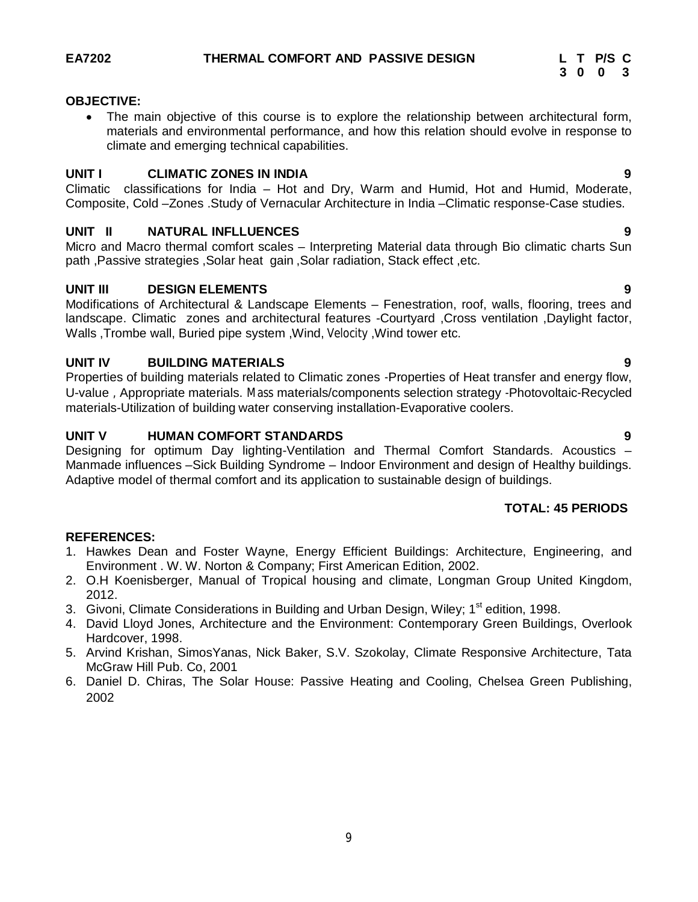**EA7202 THERMAL COMFORT AND PASSIVE DESIGN**

| L | T | P/S | C |
|---|---|---|---|
| 3 | 0 | 0 | 3 |

**OBJECTIVE:**

- The main objective of this course is to explore the relationship between architectural form, materials and environmental performance, and how this relation should evolve in response to climate and emerging technical capabilities.

**UNIT I CLIMATIC ZONES IN INDIA 9**

Climatic classifications for India – Hot and Dry, Warm and Humid, Hot and Humid, Moderate, Composite, Cold –Zones .Study of Vernacular Architecture in India –Climatic response-Case studies.

**UNIT II NATURAL INFLLUENCES 9**

Micro and Macro thermal comfort scales – Interpreting Material data through Bio climatic charts Sun path ,Passive strategies ,Solar heat gain ,Solar radiation, Stack effect ,etc.

**UNIT III DESIGN ELEMENTS 9**

Modifications of Architectural & Landscape Elements – Fenestration, roof, walls, flooring, trees and landscape. Climatic zones and architectural features -Courtyard ,Cross ventilation ,Daylight factor, Walls ,Trombe wall, Buried pipe system ,Wind, Velocity ,Wind tower etc.

**UNIT IV BUILDING MATERIALS 9**

Properties of building materials related to Climatic zones -Properties of Heat transfer and energy flow, U-value , Appropriate materials. Mass materials/components selection strategy -Photovoltaic-Recycled materials-Utilization of building water conserving installation-Evaporative coolers.

**UNIT V HUMAN COMFORT STANDARDS 9**

Designing for optimum Day lighting-Ventilation and Thermal Comfort Standards. Acoustics – Manmade influences –Sick Building Syndrome – Indoor Environment and design of Healthy buildings. Adaptive model of thermal comfort and its application to sustainable design of buildings.

**TOTAL: 45 PERIODS**

**REFERENCES:**

1. Hawkes Dean and Foster Wayne, Energy Efficient Buildings: Architecture, Engineering, and Environment . W. W. Norton & Company; First American Edition, 2002.
2. O.H Koenisberger, Manual of Tropical housing and climate, Longman Group United Kingdom, 2012.
3. Givoni, Climate Considerations in Building and Urban Design, Wiley; 1st edition, 1998.
4. David Lloyd Jones, Architecture and the Environment: Contemporary Green Buildings, Overlook Hardcover, 1998.
5. Arvind Krishan, SimosYanas, Nick Baker, S.V. Szokolay, Climate Responsive Architecture, Tata McGraw Hill Pub. Co, 2001
6. Daniel D. Chiras, The Solar House: Passive Heating and Cooling, Chelsea Green Publishing, 2002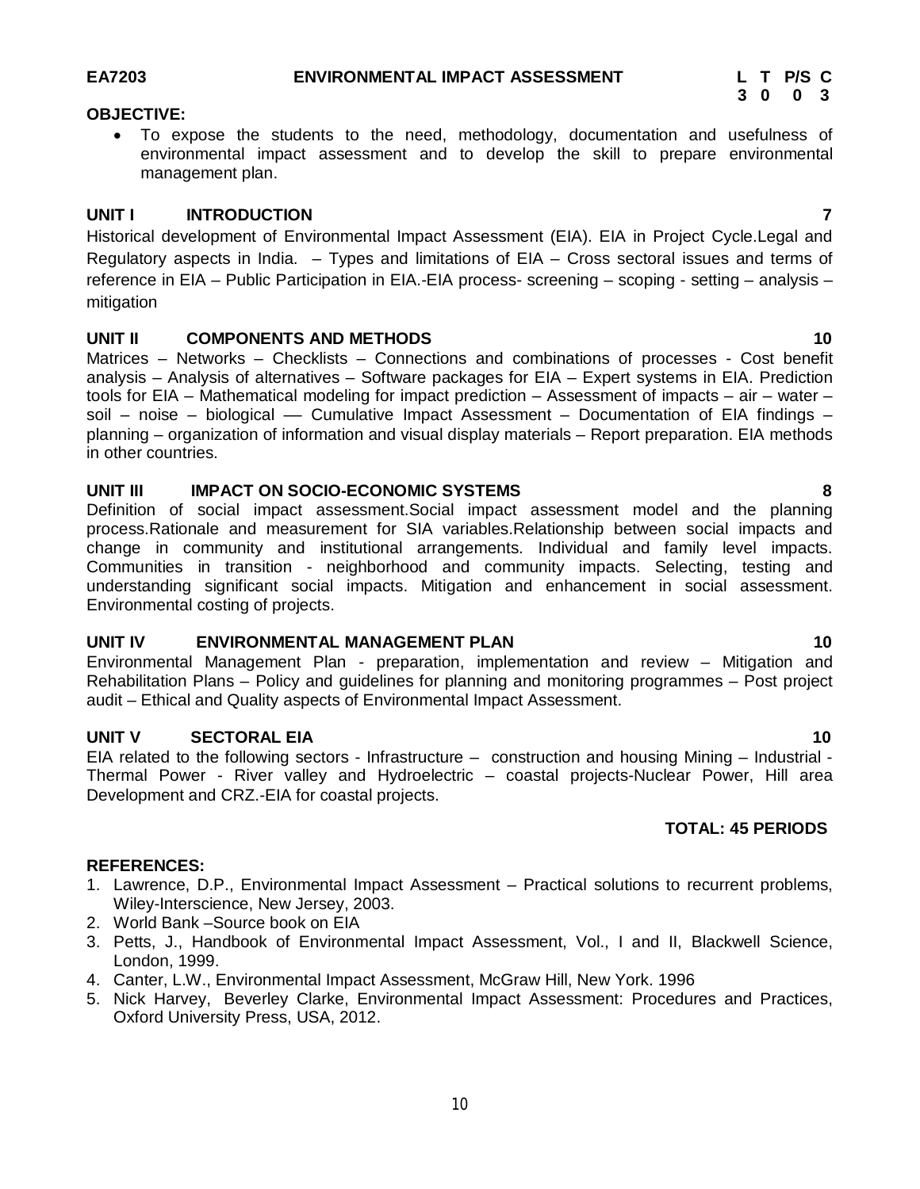**EA7203 ENVIRONMENTAL IMPACT ASSESSMENT**

| L | T | P/S | C |
|---|---|---|---|
| 3 | 0 | 0 | 3 |

**OBJECTIVE:**

- To expose the students to the need, methodology, documentation and usefulness of environmental impact assessment and to develop the skill to prepare environmental management plan.

**UNIT I INTRODUCTION 7**

Historical development of Environmental Impact Assessment (EIA). EIA in Project Cycle.Legal and Regulatory aspects in India. – Types and limitations of EIA – Cross sectoral issues and terms of reference in EIA – Public Participation in EIA.-EIA process- screening – scoping - setting – analysis – mitigation

**UNIT II COMPONENTS AND METHODS 10**

Matrices – Networks – Checklists – Connections and combinations of processes - Cost benefit analysis – Analysis of alternatives – Software packages for EIA – Expert systems in EIA. Prediction tools for EIA – Mathematical modeling for impact prediction – Assessment of impacts – air – water – soil – noise – biological –– Cumulative Impact Assessment – Documentation of EIA findings – planning – organization of information and visual display materials – Report preparation. EIA methods in other countries.

**UNIT III IMPACT ON SOCIO-ECONOMIC SYSTEMS 8**

Definition of social impact assessment.Social impact assessment model and the planning process.Rationale and measurement for SIA variables.Relationship between social impacts and change in community and institutional arrangements. Individual and family level impacts. Communities in transition - neighborhood and community impacts. Selecting, testing and understanding significant social impacts. Mitigation and enhancement in social assessment. Environmental costing of projects.

**UNIT IV ENVIRONMENTAL MANAGEMENT PLAN 10**

Environmental Management Plan - preparation, implementation and review – Mitigation and Rehabilitation Plans – Policy and guidelines for planning and monitoring programmes – Post project audit – Ethical and Quality aspects of Environmental Impact Assessment.

**UNIT V SECTORAL EIA 10**

EIA related to the following sectors - Infrastructure – construction and housing Mining – Industrial - Thermal Power - River valley and Hydroelectric – coastal projects-Nuclear Power, Hill area Development and CRZ.-EIA for coastal projects.

**TOTAL: 45 PERIODS**

**REFERENCES:**

1. Lawrence, D.P., Environmental Impact Assessment – Practical solutions to recurrent problems, Wiley-Interscience, New Jersey, 2003.
2. World Bank –Source book on EIA
3. Petts, J., Handbook of Environmental Impact Assessment, Vol., I and II, Blackwell Science, London, 1999.
4. Canter, L.W., Environmental Impact Assessment, McGraw Hill, New York. 1996
5. Nick Harvey, Beverley Clarke, Environmental Impact Assessment: Procedures and Practices, Oxford University Press, USA, 2012.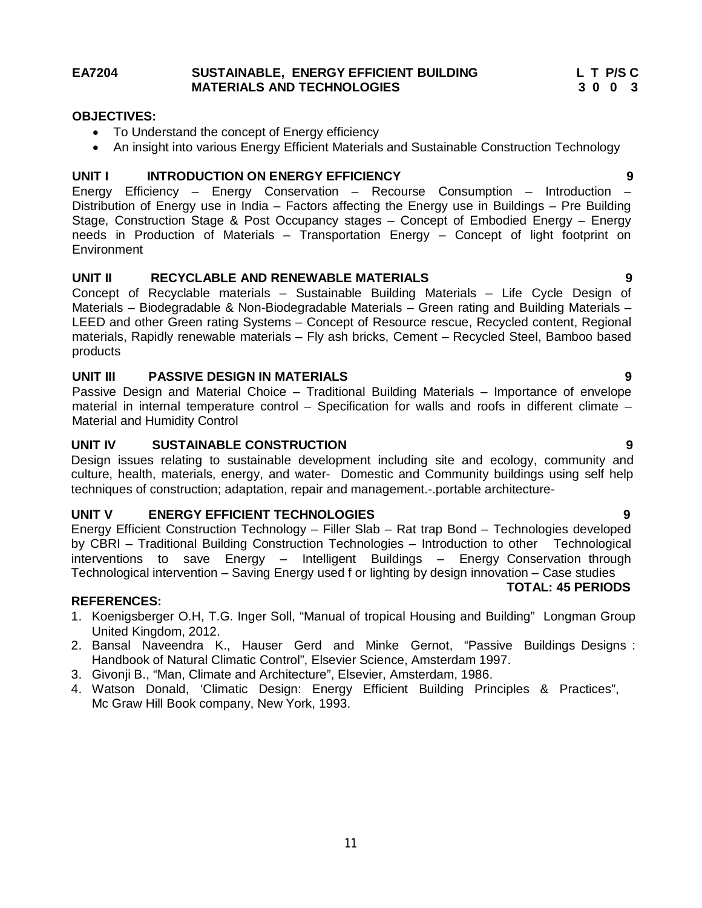**EA7204 SUSTAINABLE, ENERGY EFFICIENT BUILDING MATERIALS AND TECHNOLOGIES**

**L T P/S C**
**3 0 0 3**

**OBJECTIVES:**

- To Understand the concept of Energy efficiency
- An insight into various Energy Efficient Materials and Sustainable Construction Technology

**UNIT I INTRODUCTION ON ENERGY EFFICIENCY 9**

Energy Efficiency – Energy Conservation – Recourse Consumption – Introduction – Distribution of Energy use in India – Factors affecting the Energy use in Buildings – Pre Building Stage, Construction Stage & Post Occupancy stages – Concept of Embodied Energy – Energy needs in Production of Materials – Transportation Energy – Concept of light footprint on Environment

**UNIT II RECYCLABLE AND RENEWABLE MATERIALS 9**

Concept of Recyclable materials – Sustainable Building Materials – Life Cycle Design of Materials – Biodegradable & Non-Biodegradable Materials – Green rating and Building Materials – LEED and other Green rating Systems – Concept of Resource rescue, Recycled content, Regional materials, Rapidly renewable materials – Fly ash bricks, Cement – Recycled Steel, Bamboo based products

**UNIT III PASSIVE DESIGN IN MATERIALS 9**

Passive Design and Material Choice – Traditional Building Materials – Importance of envelope material in internal temperature control – Specification for walls and roofs in different climate – Material and Humidity Control

**UNIT IV SUSTAINABLE CONSTRUCTION 9**

Design issues relating to sustainable development including site and ecology, community and culture, health, materials, energy, and water- Domestic and Community buildings using self help techniques of construction; adaptation, repair and management.-.portable architecture-

**UNIT V ENERGY EFFICIENT TECHNOLOGIES 9**

Energy Efficient Construction Technology – Filler Slab – Rat trap Bond – Technologies developed by CBRI – Traditional Building Construction Technologies – Introduction to other Technological interventions to save Energy – Intelligent Buildings – Energy Conservation through Technological intervention – Saving Energy used f or lighting by design innovation – Case studies

**TOTAL: 45 PERIODS**

**REFERENCES:**

1. Koenigsberger O.H, T.G. Inger Soll, "Manual of tropical Housing and Building" Longman Group United Kingdom, 2012.
2. Bansal Naveendra K., Hauser Gerd and Minke Gernot, "Passive Buildings Designs : Handbook of Natural Climatic Control", Elsevier Science, Amsterdam 1997.
3. Givonji B., "Man, Climate and Architecture", Elsevier, Amsterdam, 1986.
4. Watson Donald, 'Climatic Design: Energy Efficient Building Principles & Practices", Mc Graw Hill Book company, New York, 1993.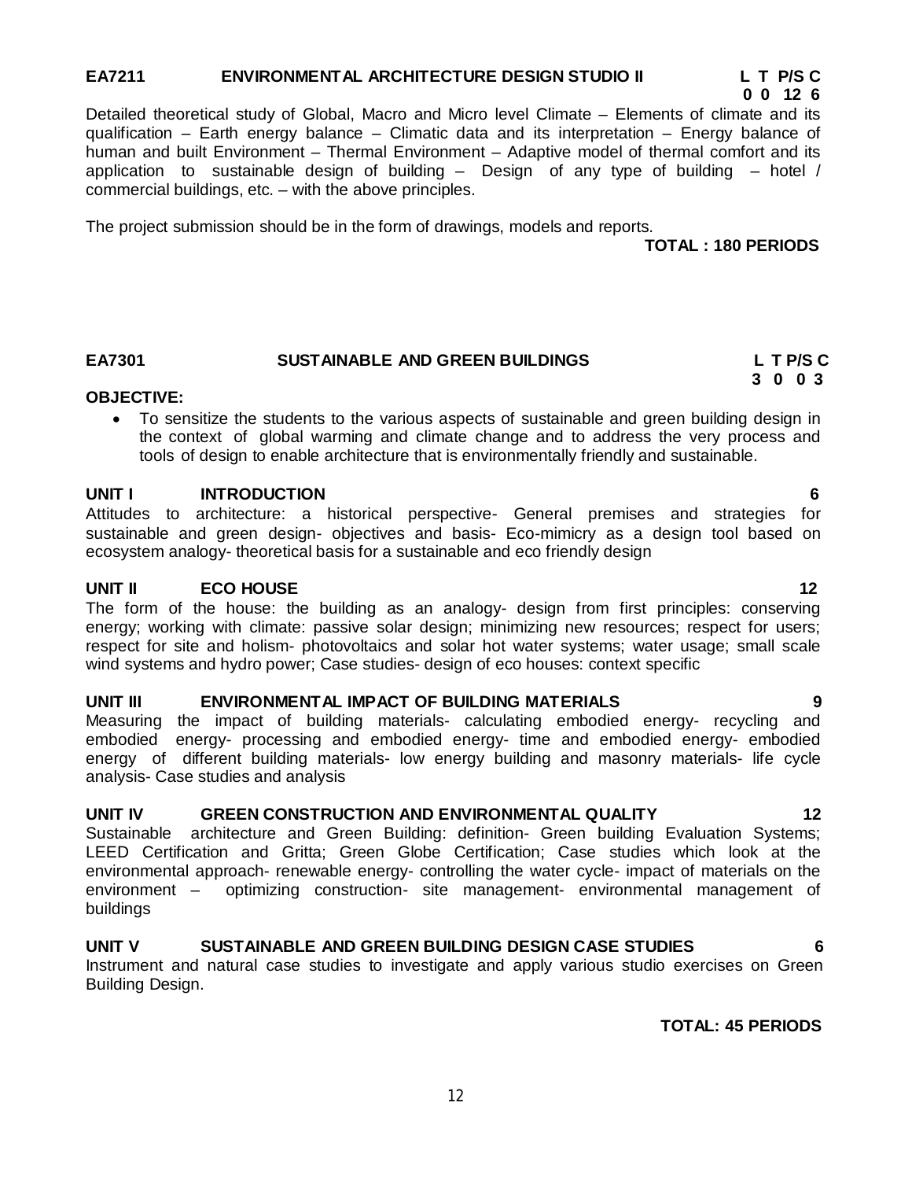## EA7211 ENVIRONMENTAL ARCHITECTURE DESIGN STUDIO II

**L T P/S C**
**0 0 12 6**

Detailed theoretical study of Global, Macro and Micro level Climate – Elements of climate and its qualification – Earth energy balance – Climatic data and its interpretation – Energy balance of human and built Environment – Thermal Environment – Adaptive model of thermal comfort and its application to sustainable design of building – Design of any type of building – hotel / commercial buildings, etc. – with the above principles.

The project submission should be in the form of drawings, models and reports.

**TOTAL : 180 PERIODS**

## EA7301 SUSTAINABLE AND GREEN BUILDINGS

**L T P/S C**
**3 0 0 3**

**OBJECTIVE:**

- To sensitize the students to the various aspects of sustainable and green building design in the context of global warming and climate change and to address the very process and tools of design to enable architecture that is environmentally friendly and sustainable.

### UNIT I INTRODUCTION 6

Attitudes to architecture: a historical perspective- General premises and strategies for sustainable and green design- objectives and basis- Eco-mimicry as a design tool based on ecosystem analogy- theoretical basis for a sustainable and eco friendly design

### UNIT II ECO HOUSE 12

The form of the house: the building as an analogy- design from first principles: conserving energy; working with climate: passive solar design; minimizing new resources; respect for users; respect for site and holism- photovoltaics and solar hot water systems; water usage; small scale wind systems and hydro power; Case studies- design of eco houses: context specific

### UNIT III ENVIRONMENTAL IMPACT OF BUILDING MATERIALS 9

Measuring the impact of building materials- calculating embodied energy- recycling and embodied energy- processing and embodied energy- time and embodied energy- embodied energy of different building materials- low energy building and masonry materials- life cycle analysis- Case studies and analysis

### UNIT IV GREEN CONSTRUCTION AND ENVIRONMENTAL QUALITY 12

Sustainable architecture and Green Building: definition- Green building Evaluation Systems; LEED Certification and Gritta; Green Globe Certification; Case studies which look at the environmental approach- renewable energy- controlling the water cycle- impact of materials on the environment – optimizing construction- site management- environmental management of buildings

### UNIT V SUSTAINABLE AND GREEN BUILDING DESIGN CASE STUDIES 6

Instrument and natural case studies to investigate and apply various studio exercises on Green Building Design.

**TOTAL: 45 PERIODS**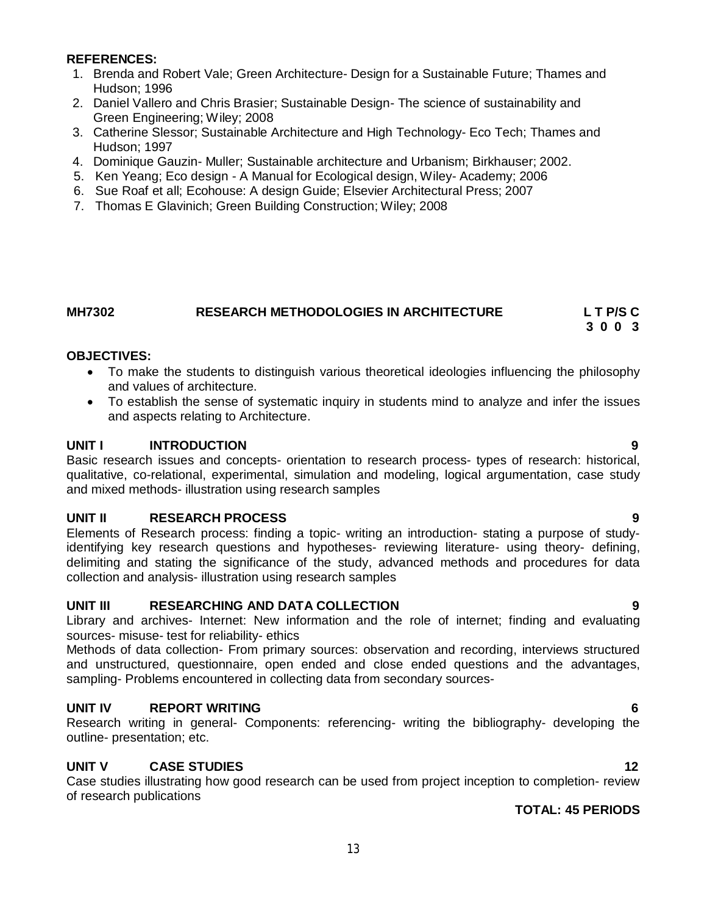**REFERENCES:**

1. Brenda and Robert Vale; Green Architecture- Design for a Sustainable Future; Thames and Hudson; 1996
2. Daniel Vallero and Chris Brasier; Sustainable Design- The science of sustainability and Green Engineering; Wiley; 2008
3. Catherine Slessor; Sustainable Architecture and High Technology- Eco Tech; Thames and Hudson; 1997
4. Dominique Gauzin- Muller; Sustainable architecture and Urbanism; Birkhauser; 2002.
5. Ken Yeang; Eco design - A Manual for Ecological design, Wiley- Academy; 2006
6. Sue Roaf et all; Ecohouse: A design Guide; Elsevier Architectural Press; 2007
7. Thomas E Glavinich; Green Building Construction; Wiley; 2008

## MH7302 RESEARCH METHODOLOGIES IN ARCHITECTURE

| L | T | P/S | C |
|---|---|---|---|
| 3 | 0 | 0 | 3 |

**OBJECTIVES:**

- To make the students to distinguish various theoretical ideologies influencing the philosophy and values of architecture.
- To establish the sense of systematic inquiry in students mind to analyze and infer the issues and aspects relating to Architecture.

**UNIT I INTRODUCTION 9**

Basic research issues and concepts- orientation to research process- types of research: historical, qualitative, co-relational, experimental, simulation and modeling, logical argumentation, case study and mixed methods- illustration using research samples

**UNIT II RESEARCH PROCESS 9**

Elements of Research process: finding a topic- writing an introduction- stating a purpose of study- identifying key research questions and hypotheses- reviewing literature- using theory- defining, delimiting and stating the significance of the study, advanced methods and procedures for data collection and analysis- illustration using research samples

**UNIT III RESEARCHING AND DATA COLLECTION 9**

Library and archives- Internet: New information and the role of internet; finding and evaluating sources- misuse- test for reliability- ethics

Methods of data collection- From primary sources: observation and recording, interviews structured and unstructured, questionnaire, open ended and close ended questions and the advantages, sampling- Problems encountered in collecting data from secondary sources-

**UNIT IV REPORT WRITING 6**

Research writing in general- Components: referencing- writing the bibliography- developing the outline- presentation; etc.

**UNIT V CASE STUDIES 12**

Case studies illustrating how good research can be used from project inception to completion- review of research publications

**TOTAL: 45 PERIODS**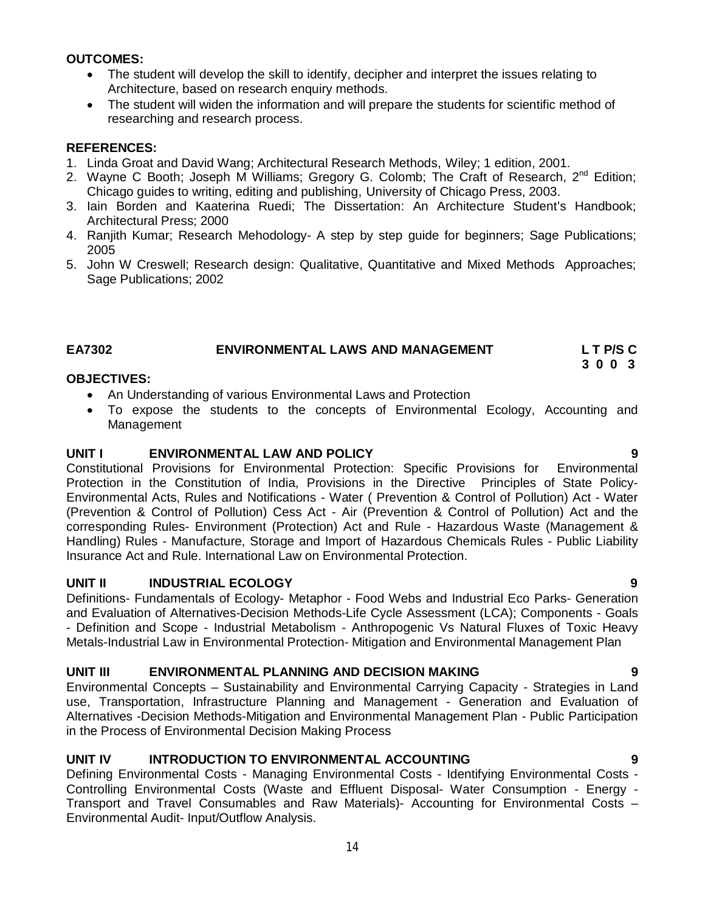**OUTCOMES:**

- The student will develop the skill to identify, decipher and interpret the issues relating to Architecture, based on research enquiry methods.
- The student will widen the information and will prepare the students for scientific method of researching and research process.

**REFERENCES:**

1. Linda Groat and David Wang; Architectural Research Methods, Wiley; 1 edition, 2001.
2. Wayne C Booth; Joseph M Williams; Gregory G. Colomb; The Craft of Research, 2nd Edition; Chicago guides to writing, editing and publishing, University of Chicago Press, 2003.
3. Iain Borden and Kaaterina Ruedi; The Dissertation: An Architecture Student's Handbook; Architectural Press; 2000
4. Ranjith Kumar; Research Mehodology- A step by step guide for beginners; Sage Publications; 2005
5. John W Creswell; Research design: Qualitative, Quantitative and Mixed Methods Approaches; Sage Publications; 2002

## EA7302 ENVIRONMENTAL LAWS AND MANAGEMENT

**L T P/S C**
**3 0 0 3**

**OBJECTIVES:**

- An Understanding of various Environmental Laws and Protection
- To expose the students to the concepts of Environmental Ecology, Accounting and Management

### UNIT I ENVIRONMENTAL LAW AND POLICY — 9

Constitutional Provisions for Environmental Protection: Specific Provisions for Environmental Protection in the Constitution of India, Provisions in the Directive Principles of State Policy- Environmental Acts, Rules and Notifications - Water ( Prevention & Control of Pollution) Act - Water (Prevention & Control of Pollution) Cess Act - Air (Prevention & Control of Pollution) Act and the corresponding Rules- Environment (Protection) Act and Rule - Hazardous Waste (Management & Handling) Rules - Manufacture, Storage and Import of Hazardous Chemicals Rules - Public Liability Insurance Act and Rule. International Law on Environmental Protection.

### UNIT II INDUSTRIAL ECOLOGY — 9

Definitions- Fundamentals of Ecology- Metaphor - Food Webs and Industrial Eco Parks- Generation and Evaluation of Alternatives-Decision Methods-Life Cycle Assessment (LCA); Components - Goals - Definition and Scope - Industrial Metabolism - Anthropogenic Vs Natural Fluxes of Toxic Heavy Metals-Industrial Law in Environmental Protection- Mitigation and Environmental Management Plan

### UNIT III ENVIRONMENTAL PLANNING AND DECISION MAKING — 9

Environmental Concepts – Sustainability and Environmental Carrying Capacity - Strategies in Land use, Transportation, Infrastructure Planning and Management - Generation and Evaluation of Alternatives -Decision Methods-Mitigation and Environmental Management Plan - Public Participation in the Process of Environmental Decision Making Process

### UNIT IV INTRODUCTION TO ENVIRONMENTAL ACCOUNTING — 9

Defining Environmental Costs - Managing Environmental Costs - Identifying Environmental Costs - Controlling Environmental Costs (Waste and Effluent Disposal- Water Consumption - Energy - Transport and Travel Consumables and Raw Materials)- Accounting for Environmental Costs – Environmental Audit- Input/Outflow Analysis.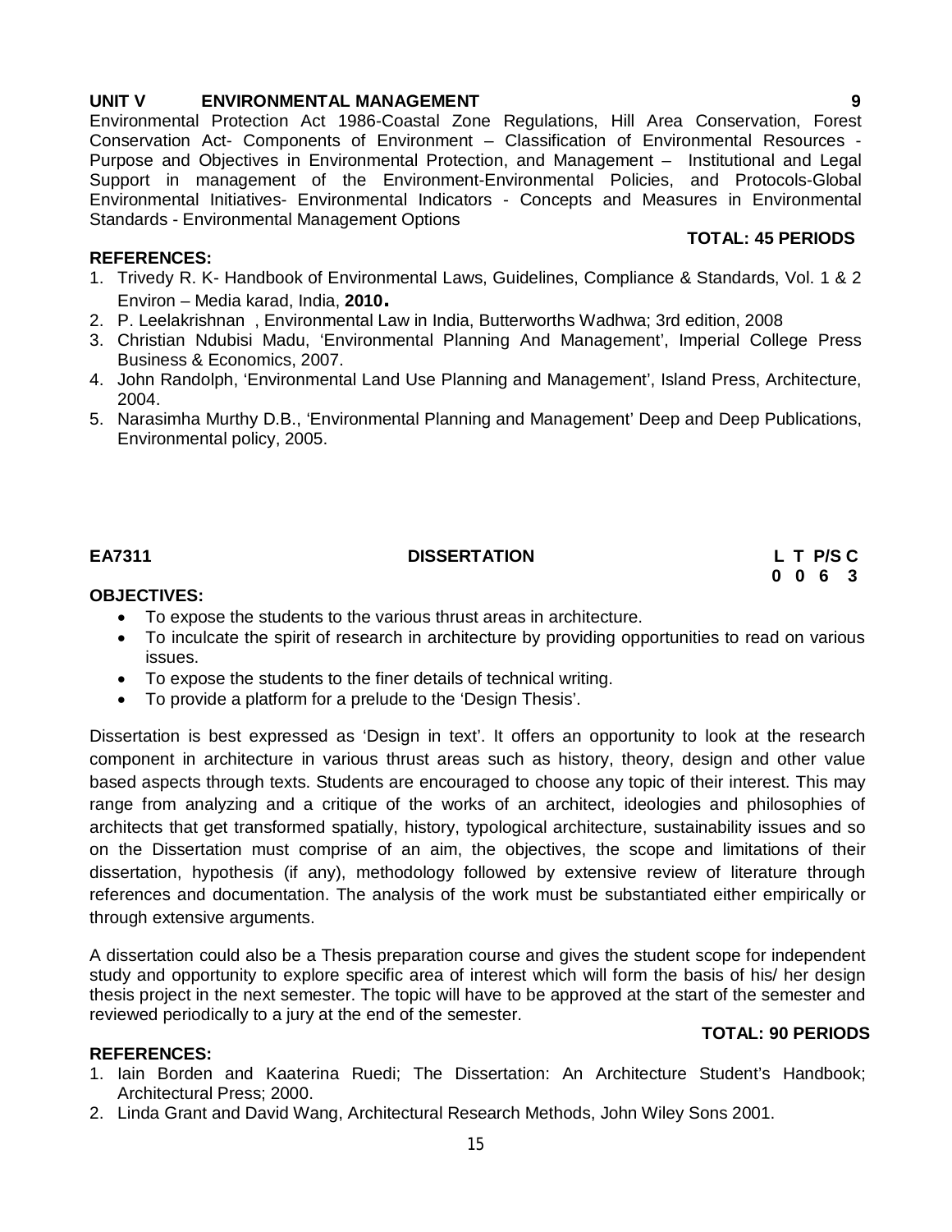**UNIT V ENVIRONMENTAL MANAGEMENT 9**

Environmental Protection Act 1986-Coastal Zone Regulations, Hill Area Conservation, Forest Conservation Act- Components of Environment – Classification of Environmental Resources - Purpose and Objectives in Environmental Protection, and Management – Institutional and Legal Support in management of the Environment-Environmental Policies, and Protocols-Global Environmental Initiatives- Environmental Indicators - Concepts and Measures in Environmental Standards - Environmental Management Options

**TOTAL: 45 PERIODS**

**REFERENCES:**

1. Trivedy R. K- Handbook of Environmental Laws, Guidelines, Compliance & Standards, Vol. 1 & 2 Environ – Media karad, India, **2010.**
2. P. Leelakrishnan , Environmental Law in India, Butterworths Wadhwa; 3rd edition, 2008
3. Christian Ndubisi Madu, 'Environmental Planning And Management', Imperial College Press Business & Economics, 2007.
4. John Randolph, 'Environmental Land Use Planning and Management', Island Press, Architecture, 2004.
5. Narasimha Murthy D.B., 'Environmental Planning and Management' Deep and Deep Publications, Environmental policy, 2005.

## EA7311 DISSERTATION

| L | T | P/S | C |
|---|---|---|---|
| 0 | 0 | 6 | 3 |

**OBJECTIVES:**

- To expose the students to the various thrust areas in architecture.
- To inculcate the spirit of research in architecture by providing opportunities to read on various issues.
- To expose the students to the finer details of technical writing.
- To provide a platform for a prelude to the 'Design Thesis'.

Dissertation is best expressed as 'Design in text'. It offers an opportunity to look at the research component in architecture in various thrust areas such as history, theory, design and other value based aspects through texts. Students are encouraged to choose any topic of their interest. This may range from analyzing and a critique of the works of an architect, ideologies and philosophies of architects that get transformed spatially, history, typological architecture, sustainability issues and so on the Dissertation must comprise of an aim, the objectives, the scope and limitations of their dissertation, hypothesis (if any), methodology followed by extensive review of literature through references and documentation. The analysis of the work must be substantiated either empirically or through extensive arguments.

A dissertation could also be a Thesis preparation course and gives the student scope for independent study and opportunity to explore specific area of interest which will form the basis of his/ her design thesis project in the next semester. The topic will have to be approved at the start of the semester and reviewed periodically to a jury at the end of the semester.

**TOTAL: 90 PERIODS**

**REFERENCES:**

1. Iain Borden and Kaaterina Ruedi; The Dissertation: An Architecture Student's Handbook; Architectural Press; 2000.
2. Linda Grant and David Wang, Architectural Research Methods, John Wiley Sons 2001.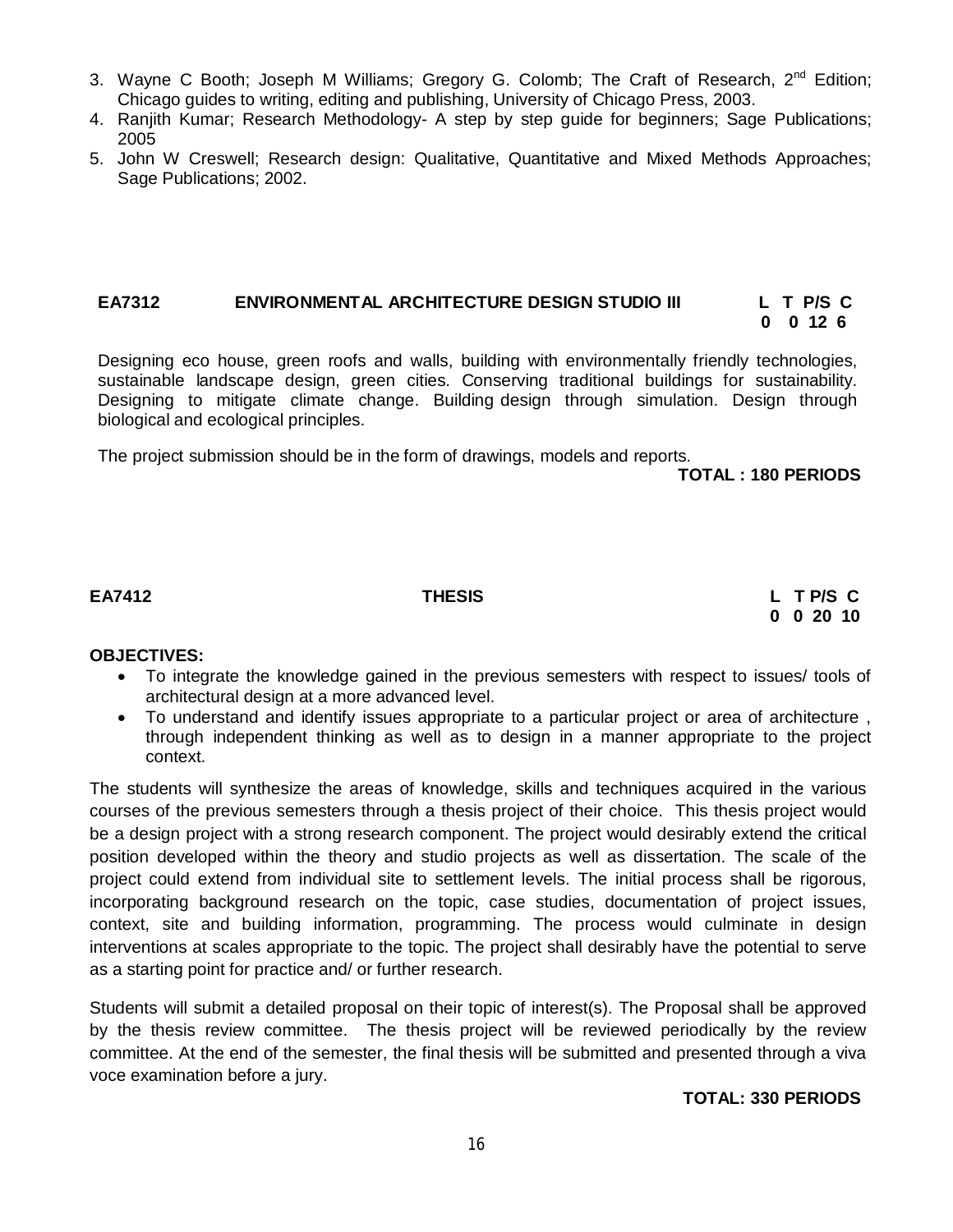3. Wayne C Booth; Joseph M Williams; Gregory G. Colomb; The Craft of Research, 2nd Edition; Chicago guides to writing, editing and publishing, University of Chicago Press, 2003.
4. Ranjith Kumar; Research Methodology- A step by step guide for beginners; Sage Publications; 2005
5. John W Creswell; Research design: Qualitative, Quantitative and Mixed Methods Approaches; Sage Publications; 2002.

## EA7312 ENVIRONMENTAL ARCHITECTURE DESIGN STUDIO III

| L | T | P/S | C |
|---|---|---|---|
| 0 | 0 | 12 | 6 |

Designing eco house, green roofs and walls, building with environmentally friendly technologies, sustainable landscape design, green cities. Conserving traditional buildings for sustainability. Designing to mitigate climate change. Building design through simulation. Design through biological and ecological principles.

The project submission should be in the form of drawings, models and reports.

**TOTAL : 180 PERIODS**

## EA7412 THESIS

| L | T | P/S | C |
|---|---|---|---|
| 0 | 0 | 20 | 10 |

**OBJECTIVES:**

- To integrate the knowledge gained in the previous semesters with respect to issues/ tools of architectural design at a more advanced level.
- To understand and identify issues appropriate to a particular project or area of architecture , through independent thinking as well as to design in a manner appropriate to the project context.

The students will synthesize the areas of knowledge, skills and techniques acquired in the various courses of the previous semesters through a thesis project of their choice. This thesis project would be a design project with a strong research component. The project would desirably extend the critical position developed within the theory and studio projects as well as dissertation. The scale of the project could extend from individual site to settlement levels. The initial process shall be rigorous, incorporating background research on the topic, case studies, documentation of project issues, context, site and building information, programming. The process would culminate in design interventions at scales appropriate to the topic. The project shall desirably have the potential to serve as a starting point for practice and/ or further research.

Students will submit a detailed proposal on their topic of interest(s). The Proposal shall be approved by the thesis review committee. The thesis project will be reviewed periodically by the review committee. At the end of the semester, the final thesis will be submitted and presented through a viva voce examination before a jury.

**TOTAL: 330 PERIODS**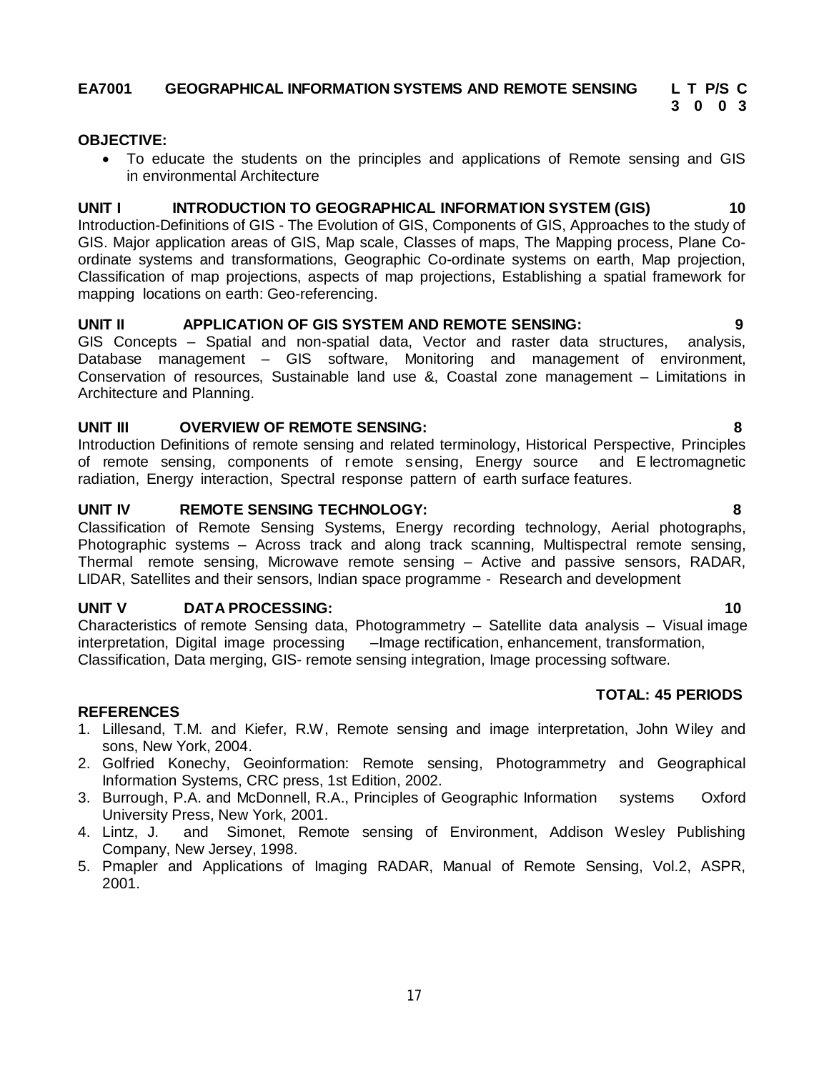**EA7001 GEOGRAPHICAL INFORMATION SYSTEMS AND REMOTE SENSING**

| L | T | P/S | C |
|---|---|---|---|
| 3 | 0 | 0 | 3 |

**OBJECTIVE:**

- To educate the students on the principles and applications of Remote sensing and GIS in environmental Architecture

**UNIT I INTRODUCTION TO GEOGRAPHICAL INFORMATION SYSTEM (GIS) 10**

Introduction-Definitions of GIS - The Evolution of GIS, Components of GIS, Approaches to the study of GIS. Major application areas of GIS, Map scale, Classes of maps, The Mapping process, Plane Co-ordinate systems and transformations, Geographic Co-ordinate systems on earth, Map projection, Classification of map projections, aspects of map projections, Establishing a spatial framework for mapping locations on earth: Geo-referencing.

**UNIT II APPLICATION OF GIS SYSTEM AND REMOTE SENSING: 9**

GIS Concepts – Spatial and non-spatial data, Vector and raster data structures, analysis, Database management – GIS software, Monitoring and management of environment, Conservation of resources, Sustainable land use &, Coastal zone management – Limitations in Architecture and Planning.

**UNIT III OVERVIEW OF REMOTE SENSING: 8**

Introduction Definitions of remote sensing and related terminology, Historical Perspective, Principles of remote sensing, components of remote sensing, Energy source and Electromagnetic radiation, Energy interaction, Spectral response pattern of earth surface features.

**UNIT IV REMOTE SENSING TECHNOLOGY: 8**

Classification of Remote Sensing Systems, Energy recording technology, Aerial photographs, Photographic systems – Across track and along track scanning, Multispectral remote sensing, Thermal remote sensing, Microwave remote sensing – Active and passive sensors, RADAR, LIDAR, Satellites and their sensors, Indian space programme - Research and development

**UNIT V DATA PROCESSING: 10**

Characteristics of remote Sensing data, Photogrammetry – Satellite data analysis – Visual image interpretation, Digital image processing –Image rectification, enhancement, transformation, Classification, Data merging, GIS- remote sensing integration, Image processing software.

**TOTAL: 45 PERIODS**

**REFERENCES**

1. Lillesand, T.M. and Kiefer, R.W, Remote sensing and image interpretation, John Wiley and sons, New York, 2004.
2. Golfried Konechy, Geoinformation: Remote sensing, Photogrammetry and Geographical Information Systems, CRC press, 1st Edition, 2002.
3. Burrough, P.A. and McDonnell, R.A., Principles of Geographic Information systems Oxford University Press, New York, 2001.
4. Lintz, J. and Simonet, Remote sensing of Environment, Addison Wesley Publishing Company, New Jersey, 1998.
5. Pmapler and Applications of Imaging RADAR, Manual of Remote Sensing, Vol.2, ASPR, 2001.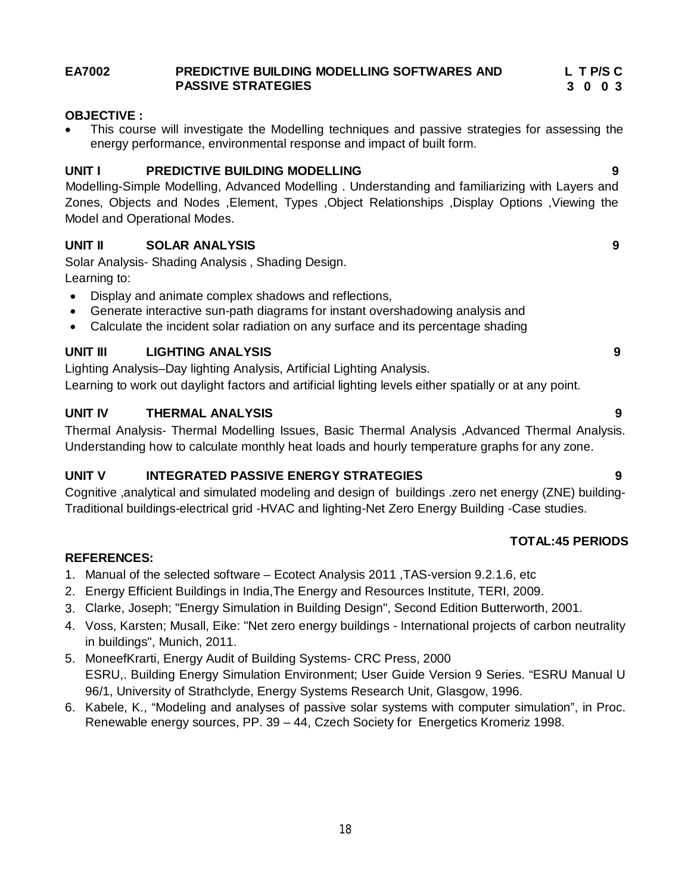**EA7002 PREDICTIVE BUILDING MODELLING SOFTWARES AND PASSIVE STRATEGIES**

| L | T | P/S | C |
|---|---|---|---|
| 3 | 0 | 0 | 3 |

**OBJECTIVE :**

- This course will investigate the Modelling techniques and passive strategies for assessing the energy performance, environmental response and impact of built form.

**UNIT I PREDICTIVE BUILDING MODELLING 9**

Modelling-Simple Modelling, Advanced Modelling . Understanding and familiarizing with Layers and Zones, Objects and Nodes ,Element, Types ,Object Relationships ,Display Options ,Viewing the Model and Operational Modes.

**UNIT II SOLAR ANALYSIS 9**

Solar Analysis- Shading Analysis , Shading Design.
Learning to:

- Display and animate complex shadows and reflections,
- Generate interactive sun-path diagrams for instant overshadowing analysis and
- Calculate the incident solar radiation on any surface and its percentage shading

**UNIT III LIGHTING ANALYSIS 9**

Lighting Analysis–Day lighting Analysis, Artificial Lighting Analysis.
Learning to work out daylight factors and artificial lighting levels either spatially or at any point.

**UNIT IV THERMAL ANALYSIS 9**

Thermal Analysis- Thermal Modelling Issues, Basic Thermal Analysis ,Advanced Thermal Analysis. Understanding how to calculate monthly heat loads and hourly temperature graphs for any zone.

**UNIT V INTEGRATED PASSIVE ENERGY STRATEGIES 9**

Cognitive ,analytical and simulated modeling and design of buildings .zero net energy (ZNE) building-Traditional buildings-electrical grid -HVAC and lighting-Net Zero Energy Building -Case studies.

**TOTAL:45 PERIODS**

**REFERENCES:**

1. Manual of the selected software – Ecotect Analysis 2011 ,TAS-version 9.2.1.6, etc
2. Energy Efficient Buildings in India,The Energy and Resources Institute, TERI, 2009.
3. Clarke, Joseph; "Energy Simulation in Building Design", Second Edition Butterworth, 2001.
4. Voss, Karsten; Musall, Eike: "Net zero energy buildings - International projects of carbon neutrality in buildings", Munich, 2011.
5. MoneefKrarti, Energy Audit of Building Systems- CRC Press, 2000
   ESRU,. Building Energy Simulation Environment; User Guide Version 9 Series. "ESRU Manual U 96/1, University of Strathclyde, Energy Systems Research Unit, Glasgow, 1996.
6. Kabele, K., "Modeling and analyses of passive solar systems with computer simulation", in Proc. Renewable energy sources, PP. 39 – 44, Czech Society for Energetics Kromeriz 1998.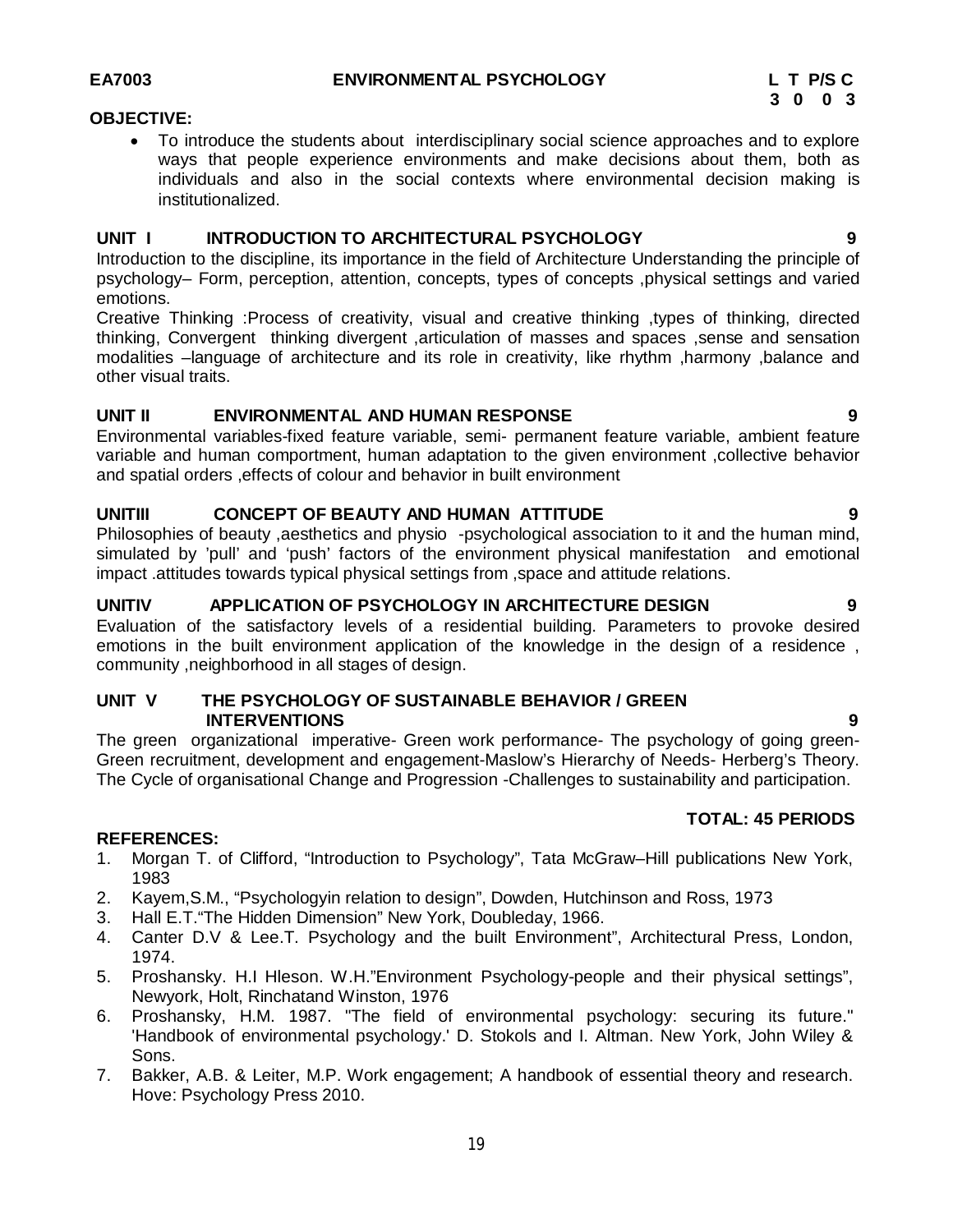**EA7003 ENVIRONMENTAL PSYCHOLOGY**

| L | T | P/S | C |
|---|---|---|---|
| 3 | 0 | 0 | 3 |

**OBJECTIVE:**

- To introduce the students about interdisciplinary social science approaches and to explore ways that people experience environments and make decisions about them, both as individuals and also in the social contexts where environmental decision making is institutionalized.

**UNIT I INTRODUCTION TO ARCHITECTURAL PSYCHOLOGY 9**

Introduction to the discipline, its importance in the field of Architecture Understanding the principle of psychology– Form, perception, attention, concepts, types of concepts ,physical settings and varied emotions.

Creative Thinking :Process of creativity, visual and creative thinking ,types of thinking, directed thinking, Convergent thinking divergent ,articulation of masses and spaces ,sense and sensation modalities –language of architecture and its role in creativity, like rhythm ,harmony ,balance and other visual traits.

**UNIT II ENVIRONMENTAL AND HUMAN RESPONSE 9**

Environmental variables-fixed feature variable, semi- permanent feature variable, ambient feature variable and human comportment, human adaptation to the given environment ,collective behavior and spatial orders ,effects of colour and behavior in built environment

**UNITIII CONCEPT OF BEAUTY AND HUMAN ATTITUDE 9**

Philosophies of beauty ,aesthetics and physio -psychological association to it and the human mind, simulated by 'pull' and 'push' factors of the environment physical manifestation and emotional impact .attitudes towards typical physical settings from ,space and attitude relations.

**UNITIV APPLICATION OF PSYCHOLOGY IN ARCHITECTURE DESIGN 9**

Evaluation of the satisfactory levels of a residential building. Parameters to provoke desired emotions in the built environment application of the knowledge in the design of a residence , community ,neighborhood in all stages of design.

**UNIT V THE PSYCHOLOGY OF SUSTAINABLE BEHAVIOR / GREEN INTERVENTIONS 9**

The green organizational imperative- Green work performance- The psychology of going green- Green recruitment, development and engagement-Maslow's Hierarchy of Needs- Herberg's Theory. The Cycle of organisational Change and Progression -Challenges to sustainability and participation.

**TOTAL: 45 PERIODS**

**REFERENCES:**

1. Morgan T. of Clifford, "Introduction to Psychology", Tata McGraw–Hill publications New York, 1983
2. Kayem,S.M., "Psychologyin relation to design", Dowden, Hutchinson and Ross, 1973
3. Hall E.T."The Hidden Dimension" New York, Doubleday, 1966.
4. Canter D.V & Lee.T. Psychology and the built Environment", Architectural Press, London, 1974.
5. Proshansky. H.I Hleson. W.H."Environment Psychology-people and their physical settings", Newyork, Holt, Rinchatand Winston, 1976
6. Proshansky, H.M. 1987. "The field of environmental psychology: securing its future." 'Handbook of environmental psychology.' D. Stokols and I. Altman. New York, John Wiley & Sons.
7. Bakker, A.B. & Leiter, M.P. Work engagement; A handbook of essential theory and research. Hove: Psychology Press 2010.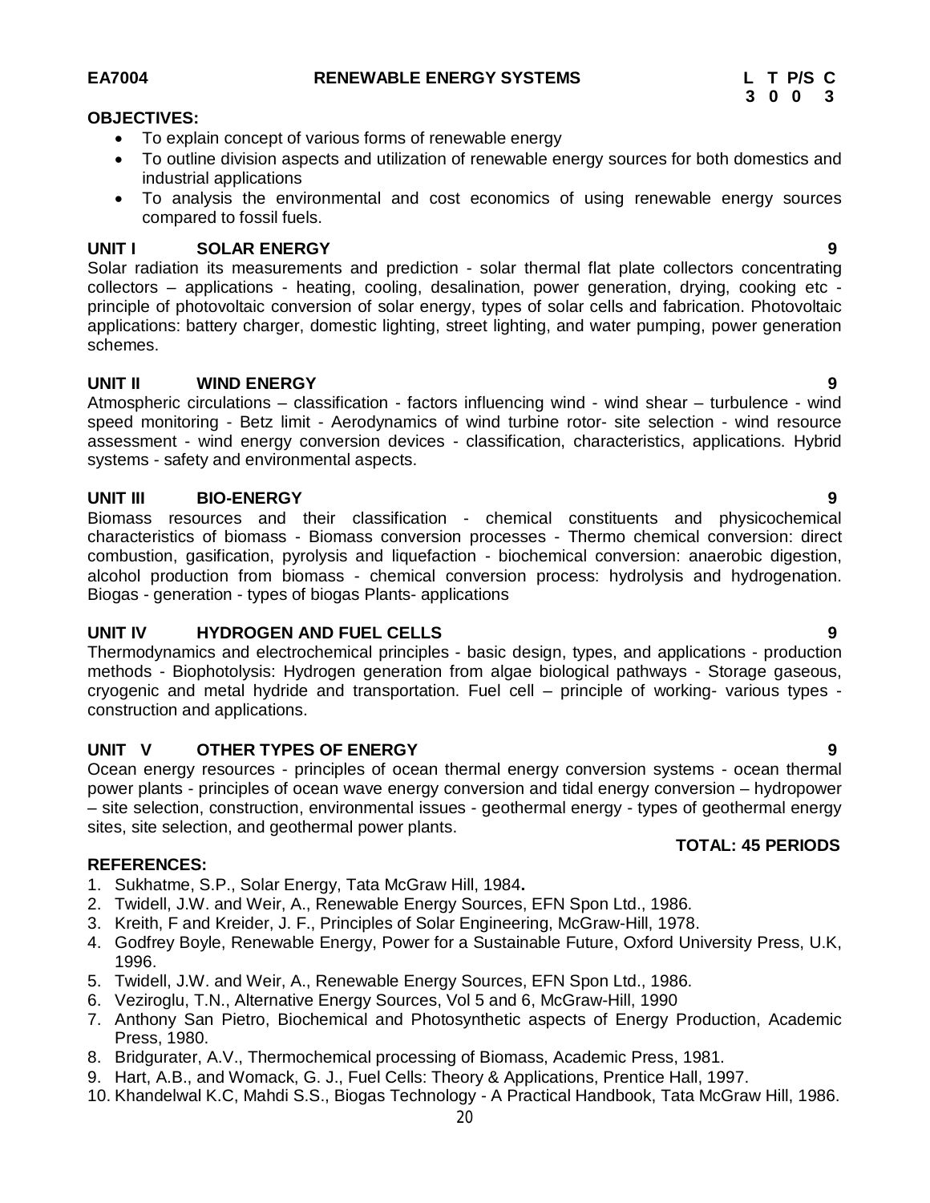**EA7004 RENEWABLE ENERGY SYSTEMS**

| L | T | P/S | C |
|---|---|---|---|
| 3 | 0 | 0 | 3 |

**OBJECTIVES:**

- To explain concept of various forms of renewable energy
- To outline division aspects and utilization of renewable energy sources for both domestics and industrial applications
- To analysis the environmental and cost economics of using renewable energy sources compared to fossil fuels.

**UNIT I SOLAR ENERGY 9**

Solar radiation its measurements and prediction - solar thermal flat plate collectors concentrating collectors – applications - heating, cooling, desalination, power generation, drying, cooking etc - principle of photovoltaic conversion of solar energy, types of solar cells and fabrication. Photovoltaic applications: battery charger, domestic lighting, street lighting, and water pumping, power generation schemes.

**UNIT II WIND ENERGY 9**

Atmospheric circulations – classification - factors influencing wind - wind shear – turbulence - wind speed monitoring - Betz limit - Aerodynamics of wind turbine rotor- site selection - wind resource assessment - wind energy conversion devices - classification, characteristics, applications. Hybrid systems - safety and environmental aspects.

**UNIT III BIO-ENERGY 9**

Biomass resources and their classification - chemical constituents and physicochemical characteristics of biomass - Biomass conversion processes - Thermo chemical conversion: direct combustion, gasification, pyrolysis and liquefaction - biochemical conversion: anaerobic digestion, alcohol production from biomass - chemical conversion process: hydrolysis and hydrogenation. Biogas - generation - types of biogas Plants- applications

**UNIT IV HYDROGEN AND FUEL CELLS 9**

Thermodynamics and electrochemical principles - basic design, types, and applications - production methods - Biophotolysis: Hydrogen generation from algae biological pathways - Storage gaseous, cryogenic and metal hydride and transportation. Fuel cell – principle of working- various types - construction and applications.

**UNIT V OTHER TYPES OF ENERGY 9**

Ocean energy resources - principles of ocean thermal energy conversion systems - ocean thermal power plants - principles of ocean wave energy conversion and tidal energy conversion – hydropower – site selection, construction, environmental issues - geothermal energy - types of geothermal energy sites, site selection, and geothermal power plants.

**TOTAL: 45 PERIODS**

**REFERENCES:**

1. Sukhatme, S.P., Solar Energy, Tata McGraw Hill, 1984**.**
2. Twidell, J.W. and Weir, A., Renewable Energy Sources, EFN Spon Ltd., 1986.
3. Kreith, F and Kreider, J. F., Principles of Solar Engineering, McGraw-Hill, 1978.
4. Godfrey Boyle, Renewable Energy, Power for a Sustainable Future, Oxford University Press, U.K, 1996.
5. Twidell, J.W. and Weir, A., Renewable Energy Sources, EFN Spon Ltd., 1986.
6. Veziroglu, T.N., Alternative Energy Sources, Vol 5 and 6, McGraw-Hill, 1990
7. Anthony San Pietro, Biochemical and Photosynthetic aspects of Energy Production, Academic Press, 1980.
8. Bridgurater, A.V., Thermochemical processing of Biomass, Academic Press, 1981.
9. Hart, A.B., and Womack, G. J., Fuel Cells: Theory & Applications, Prentice Hall, 1997.
10. Khandelwal K.C, Mahdi S.S., Biogas Technology - A Practical Handbook, Tata McGraw Hill, 1986.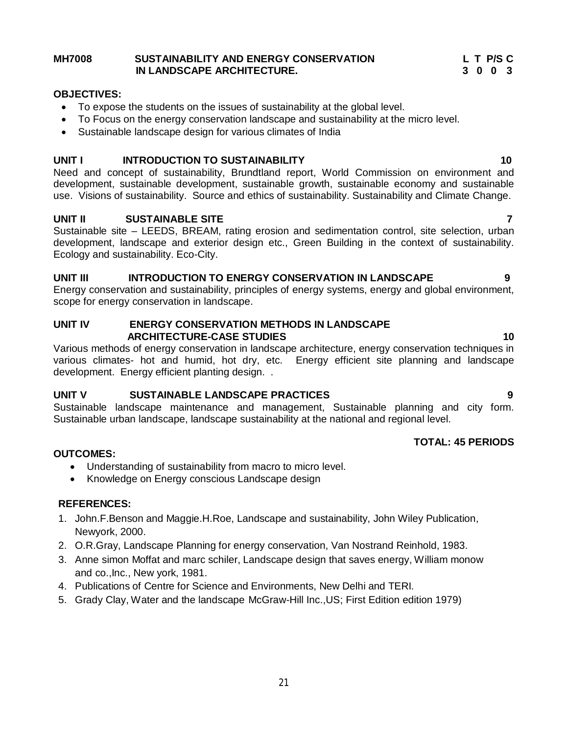**MH7008 SUSTAINABILITY AND ENERGY CONSERVATION IN LANDSCAPE ARCHITECTURE.**

| L | T | P/S | C |
|---|---|---|---|
| 3 | 0 | 0 | 3 |

**OBJECTIVES:**

- To expose the students on the issues of sustainability at the global level.
- To Focus on the energy conservation landscape and sustainability at the micro level.
- Sustainable landscape design for various climates of India

**UNIT I INTRODUCTION TO SUSTAINABILITY 10**

Need and concept of sustainability, Brundtland report, World Commission on environment and development, sustainable development, sustainable growth, sustainable economy and sustainable use. Visions of sustainability. Source and ethics of sustainability. Sustainability and Climate Change.

**UNIT II SUSTAINABLE SITE 7**

Sustainable site – LEEDS, BREAM, rating erosion and sedimentation control, site selection, urban development, landscape and exterior design etc., Green Building in the context of sustainability. Ecology and sustainability. Eco-City.

**UNIT III INTRODUCTION TO ENERGY CONSERVATION IN LANDSCAPE 9**

Energy conservation and sustainability, principles of energy systems, energy and global environment, scope for energy conservation in landscape.

**UNIT IV ENERGY CONSERVATION METHODS IN LANDSCAPE ARCHITECTURE-CASE STUDIES 10**

Various methods of energy conservation in landscape architecture, energy conservation techniques in various climates- hot and humid, hot dry, etc. Energy efficient site planning and landscape development. Energy efficient planting design. .

**UNIT V SUSTAINABLE LANDSCAPE PRACTICES 9**

Sustainable landscape maintenance and management, Sustainable planning and city form. Sustainable urban landscape, landscape sustainability at the national and regional level.

**TOTAL: 45 PERIODS**

**OUTCOMES:**

- Understanding of sustainability from macro to micro level.
- Knowledge on Energy conscious Landscape design

**REFERENCES:**

1. John.F.Benson and Maggie.H.Roe, Landscape and sustainability, John Wiley Publication, Newyork, 2000.
2. O.R.Gray, Landscape Planning for energy conservation, Van Nostrand Reinhold, 1983.
3. Anne simon Moffat and marc schiler, Landscape design that saves energy, William monow and co.,Inc., New york, 1981.
4. Publications of Centre for Science and Environments, New Delhi and TERI.
5. Grady Clay, Water and the landscape McGraw-Hill Inc.,US; First Edition edition 1979)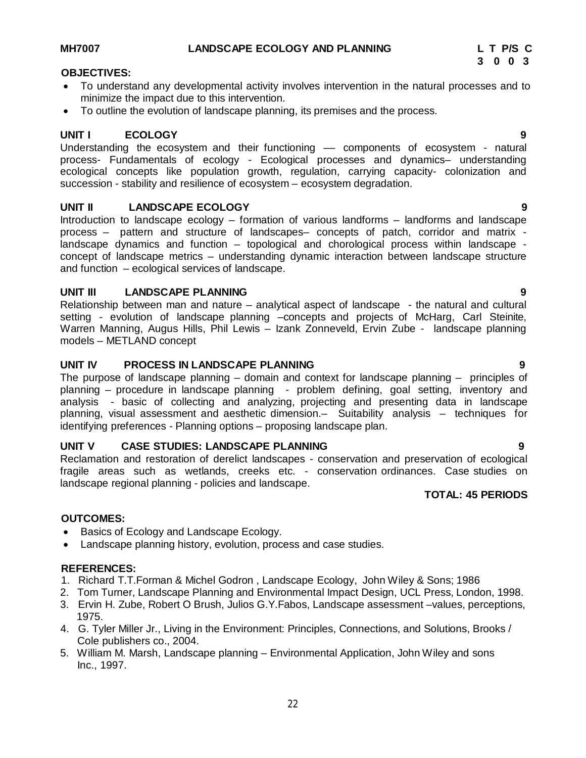**MH7007 LANDSCAPE ECOLOGY AND PLANNING**

| L | T | P/S | C |
|---|---|---|---|
| 3 | 0 | 0 | 3 |

**OBJECTIVES:**

- To understand any developmental activity involves intervention in the natural processes and to minimize the impact due to this intervention.
- To outline the evolution of landscape planning, its premises and the process.

**UNIT I ECOLOGY 9**

Understanding the ecosystem and their functioning –– components of ecosystem - natural process- Fundamentals of ecology - Ecological processes and dynamics– understanding ecological concepts like population growth, regulation, carrying capacity- colonization and succession - stability and resilience of ecosystem – ecosystem degradation.

**UNIT II LANDSCAPE ECOLOGY 9**

Introduction to landscape ecology – formation of various landforms – landforms and landscape process – pattern and structure of landscapes– concepts of patch, corridor and matrix - landscape dynamics and function – topological and chorological process within landscape - concept of landscape metrics – understanding dynamic interaction between landscape structure and function – ecological services of landscape.

**UNIT III LANDSCAPE PLANNING 9**

Relationship between man and nature – analytical aspect of landscape - the natural and cultural setting - evolution of landscape planning –concepts and projects of McHarg, Carl Steinite, Warren Manning, Augus Hills, Phil Lewis – Izank Zonneveld, Ervin Zube - landscape planning models – METLAND concept

**UNIT IV PROCESS IN LANDSCAPE PLANNING 9**

The purpose of landscape planning – domain and context for landscape planning – principles of planning – procedure in landscape planning - problem defining, goal setting, inventory and analysis - basic of collecting and analyzing, projecting and presenting data in landscape planning, visual assessment and aesthetic dimension.– Suitability analysis – techniques for identifying preferences - Planning options – proposing landscape plan.

**UNIT V CASE STUDIES: LANDSCAPE PLANNING 9**

Reclamation and restoration of derelict landscapes - conservation and preservation of ecological fragile areas such as wetlands, creeks etc. - conservation ordinances. Case studies on landscape regional planning - policies and landscape.

**TOTAL: 45 PERIODS**

**OUTCOMES:**

- Basics of Ecology and Landscape Ecology.
- Landscape planning history, evolution, process and case studies.

**REFERENCES:**

1. Richard T.T.Forman & Michel Godron , Landscape Ecology, John Wiley & Sons; 1986
2. Tom Turner, Landscape Planning and Environmental Impact Design, UCL Press, London, 1998.
3. Ervin H. Zube, Robert O Brush, Julios G.Y.Fabos, Landscape assessment –values, perceptions, 1975.
4. G. Tyler Miller Jr., Living in the Environment: Principles, Connections, and Solutions, Brooks / Cole publishers co., 2004.
5. William M. Marsh, Landscape planning – Environmental Application, John Wiley and sons Inc., 1997.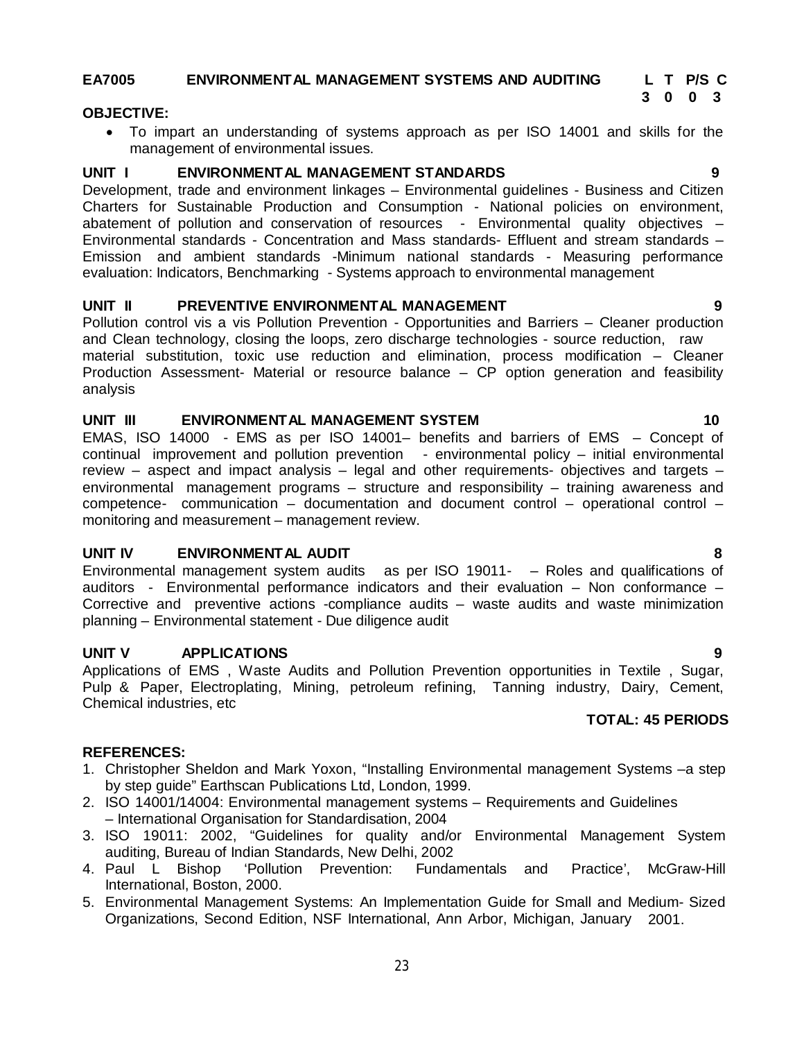**EA7005 ENVIRONMENTAL MANAGEMENT SYSTEMS AND AUDITING** **L T P/S C**
**3 0 0 3**

**OBJECTIVE:**

- To impart an understanding of systems approach as per ISO 14001 and skills for the management of environmental issues.

**UNIT I ENVIRONMENTAL MANAGEMENT STANDARDS 9**

Development, trade and environment linkages – Environmental guidelines - Business and Citizen Charters for Sustainable Production and Consumption - National policies on environment, abatement of pollution and conservation of resources - Environmental quality objectives – Environmental standards - Concentration and Mass standards- Effluent and stream standards – Emission and ambient standards -Minimum national standards - Measuring performance evaluation: Indicators, Benchmarking - Systems approach to environmental management

**UNIT II PREVENTIVE ENVIRONMENTAL MANAGEMENT 9**

Pollution control vis a vis Pollution Prevention - Opportunities and Barriers – Cleaner production and Clean technology, closing the loops, zero discharge technologies - source reduction, raw material substitution, toxic use reduction and elimination, process modification – Cleaner Production Assessment- Material or resource balance – CP option generation and feasibility analysis

**UNIT III ENVIRONMENTAL MANAGEMENT SYSTEM 10**

EMAS, ISO 14000 - EMS as per ISO 14001– benefits and barriers of EMS – Concept of continual improvement and pollution prevention - environmental policy – initial environmental review – aspect and impact analysis – legal and other requirements- objectives and targets – environmental management programs – structure and responsibility – training awareness and competence- communication – documentation and document control – operational control – monitoring and measurement – management review.

**UNIT IV ENVIRONMENTAL AUDIT 8**

Environmental management system audits as per ISO 19011- – Roles and qualifications of auditors - Environmental performance indicators and their evaluation – Non conformance – Corrective and preventive actions -compliance audits – waste audits and waste minimization planning – Environmental statement - Due diligence audit

**UNIT V APPLICATIONS 9**

Applications of EMS , Waste Audits and Pollution Prevention opportunities in Textile , Sugar, Pulp & Paper, Electroplating, Mining, petroleum refining, Tanning industry, Dairy, Cement, Chemical industries, etc

**TOTAL: 45 PERIODS**

**REFERENCES:**

1. Christopher Sheldon and Mark Yoxon, "Installing Environmental management Systems –a step by step guide" Earthscan Publications Ltd, London, 1999.
2. ISO 14001/14004: Environmental management systems – Requirements and Guidelines – International Organisation for Standardisation, 2004
3. ISO 19011: 2002, "Guidelines for quality and/or Environmental Management System auditing, Bureau of Indian Standards, New Delhi, 2002
4. Paul L Bishop 'Pollution Prevention: Fundamentals and Practice', McGraw-Hill International, Boston, 2000.
5. Environmental Management Systems: An Implementation Guide for Small and Medium- Sized Organizations, Second Edition, NSF International, Ann Arbor, Michigan, January 2001.